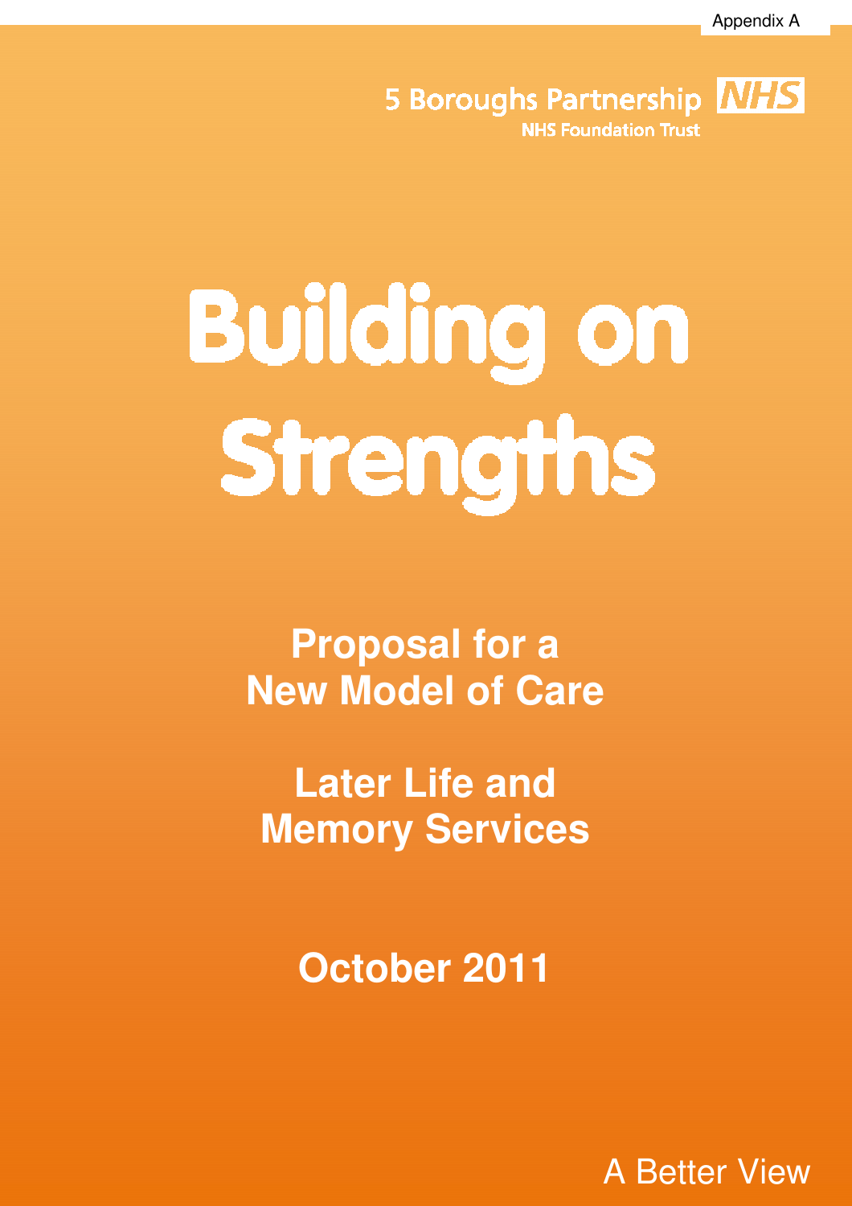Appendix A

5 Boroughs Partnership NHS Foundation Trust

# Building on Strengths

## Proposal for a New Model of Care

## Later Life and Memory Services

## October 2011

A Better View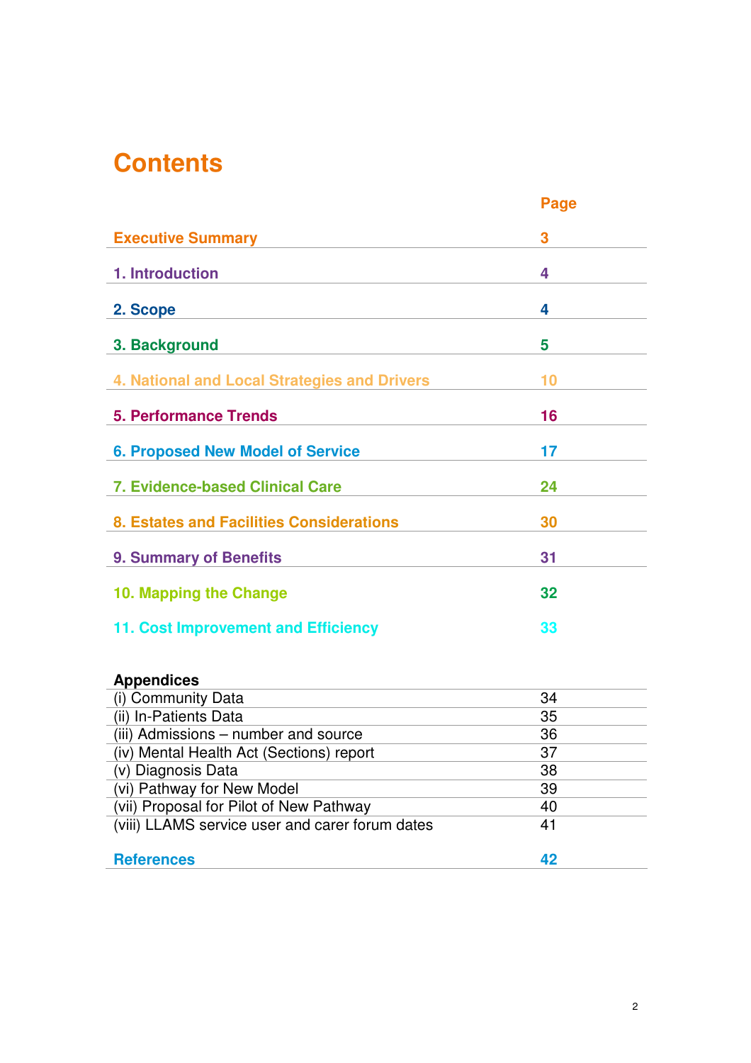# Contents

| | Page |
|---|---|
| **Executive Summary** | **3** |
| **1. Introduction** | **4** |
| **2. Scope** | **4** |
| **3. Background** | **5** |
| **4. National and Local Strategies and Drivers** | **10** |
| **5. Performance Trends** | **16** |
| **6. Proposed New Model of Service** | **17** |
| **7. Evidence-based Clinical Care** | **24** |
| **8. Estates and Facilities Considerations** | **30** |
| **9. Summary of Benefits** | **31** |
| **10. Mapping the Change** | **32** |
| **11. Cost Improvement and Efficiency** | **33** |

| **Appendices** | |
|---|---|
| (i) Community Data | 34 |
| (ii) In-Patients Data | 35 |
| (iii) Admissions – number and source | 36 |
| (iv) Mental Health Act (Sections) report | 37 |
| (v) Diagnosis Data | 38 |
| (vi) Pathway for New Model | 39 |
| (vii) Proposal for Pilot of New Pathway | 40 |
| (viii) LLAMS service user and carer forum dates | 41 |
| **References** | **42** |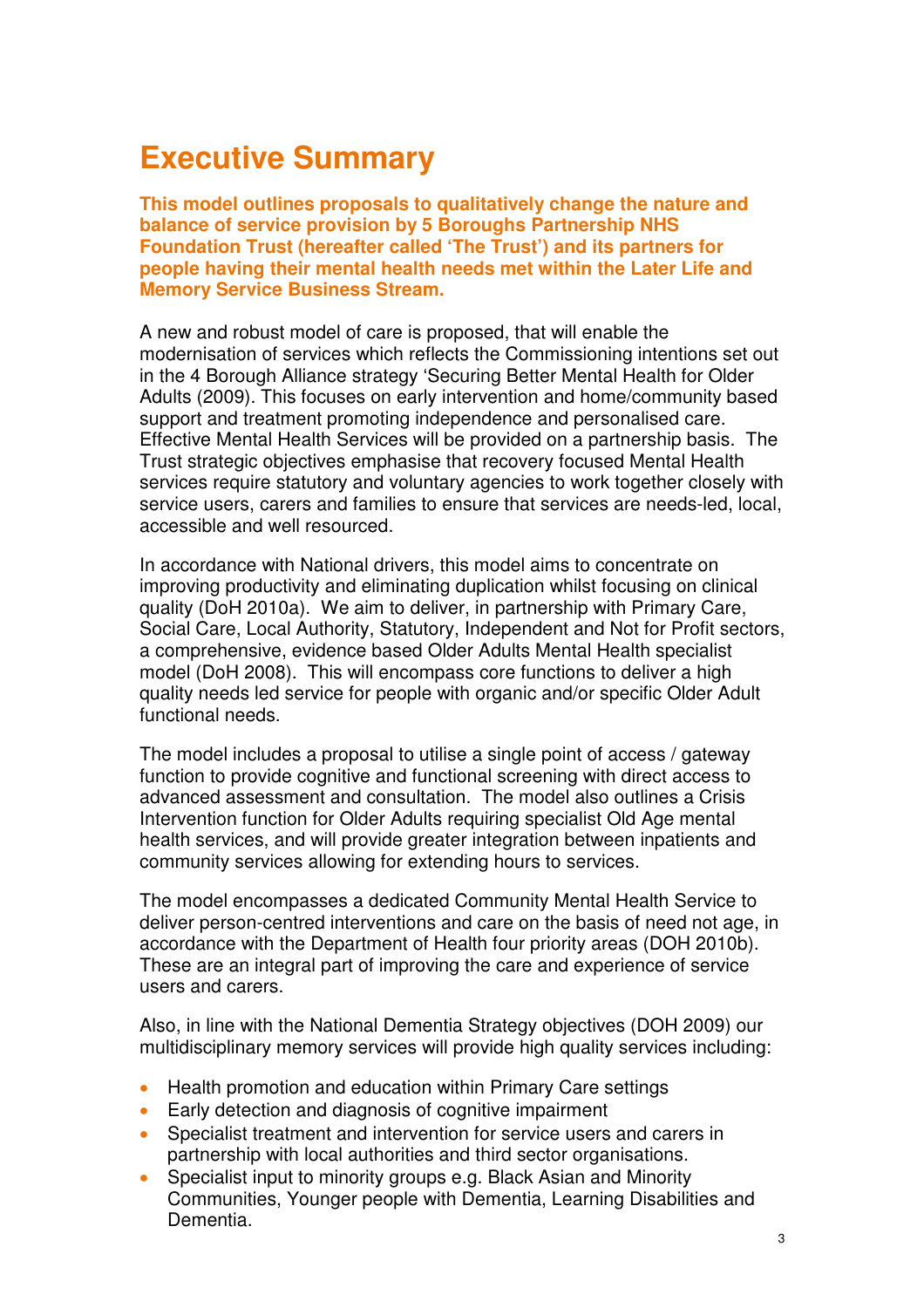# Executive Summary

**This model outlines proposals to qualitatively change the nature and balance of service provision by 5 Boroughs Partnership NHS Foundation Trust (hereafter called 'The Trust') and its partners for people having their mental health needs met within the Later Life and Memory Service Business Stream.**

A new and robust model of care is proposed, that will enable the modernisation of services which reflects the Commissioning intentions set out in the 4 Borough Alliance strategy 'Securing Better Mental Health for Older Adults (2009). This focuses on early intervention and home/community based support and treatment promoting independence and personalised care. Effective Mental Health Services will be provided on a partnership basis. The Trust strategic objectives emphasise that recovery focused Mental Health services require statutory and voluntary agencies to work together closely with service users, carers and families to ensure that services are needs-led, local, accessible and well resourced.

In accordance with National drivers, this model aims to concentrate on improving productivity and eliminating duplication whilst focusing on clinical quality (DoH 2010a). We aim to deliver, in partnership with Primary Care, Social Care, Local Authority, Statutory, Independent and Not for Profit sectors, a comprehensive, evidence based Older Adults Mental Health specialist model (DoH 2008). This will encompass core functions to deliver a high quality needs led service for people with organic and/or specific Older Adult functional needs.

The model includes a proposal to utilise a single point of access / gateway function to provide cognitive and functional screening with direct access to advanced assessment and consultation. The model also outlines a Crisis Intervention function for Older Adults requiring specialist Old Age mental health services, and will provide greater integration between inpatients and community services allowing for extending hours to services.

The model encompasses a dedicated Community Mental Health Service to deliver person-centred interventions and care on the basis of need not age, in accordance with the Department of Health four priority areas (DOH 2010b). These are an integral part of improving the care and experience of service users and carers.

Also, in line with the National Dementia Strategy objectives (DOH 2009) our multidisciplinary memory services will provide high quality services including:

- Health promotion and education within Primary Care settings
- Early detection and diagnosis of cognitive impairment
- Specialist treatment and intervention for service users and carers in partnership with local authorities and third sector organisations.
- Specialist input to minority groups e.g. Black Asian and Minority Communities, Younger people with Dementia, Learning Disabilities and Dementia.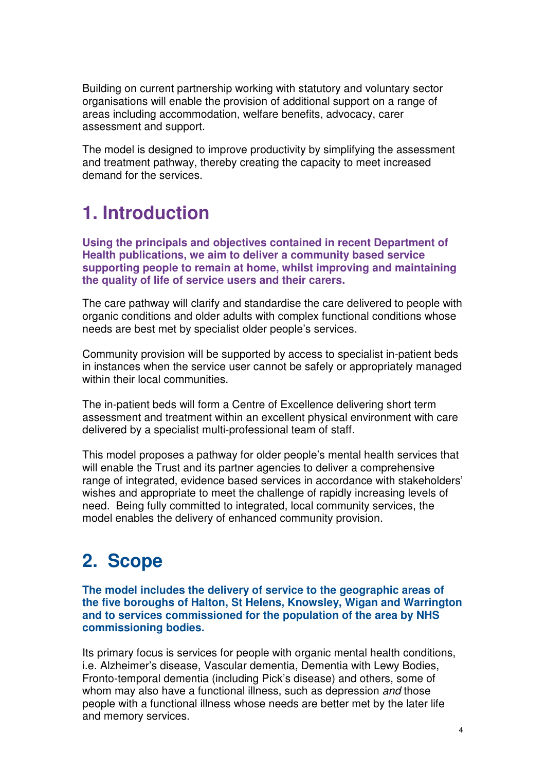Building on current partnership working with statutory and voluntary sector organisations will enable the provision of additional support on a range of areas including accommodation, welfare benefits, advocacy, carer assessment and support.

The model is designed to improve productivity by simplifying the assessment and treatment pathway, thereby creating the capacity to meet increased demand for the services.

# 1. Introduction

**Using the principals and objectives contained in recent Department of Health publications, we aim to deliver a community based service supporting people to remain at home, whilst improving and maintaining the quality of life of service users and their carers.**

The care pathway will clarify and standardise the care delivered to people with organic conditions and older adults with complex functional conditions whose needs are best met by specialist older people's services.

Community provision will be supported by access to specialist in-patient beds in instances when the service user cannot be safely or appropriately managed within their local communities.

The in-patient beds will form a Centre of Excellence delivering short term assessment and treatment within an excellent physical environment with care delivered by a specialist multi-professional team of staff.

This model proposes a pathway for older people's mental health services that will enable the Trust and its partner agencies to deliver a comprehensive range of integrated, evidence based services in accordance with stakeholders' wishes and appropriate to meet the challenge of rapidly increasing levels of need. Being fully committed to integrated, local community services, the model enables the delivery of enhanced community provision.

# 2. Scope

**The model includes the delivery of service to the geographic areas of the five boroughs of Halton, St Helens, Knowsley, Wigan and Warrington and to services commissioned for the population of the area by NHS commissioning bodies.**

Its primary focus is services for people with organic mental health conditions, i.e. Alzheimer's disease, Vascular dementia, Dementia with Lewy Bodies, Fronto-temporal dementia (including Pick's disease) and others, some of whom may also have a functional illness, such as depression *and* those people with a functional illness whose needs are better met by the later life and memory services.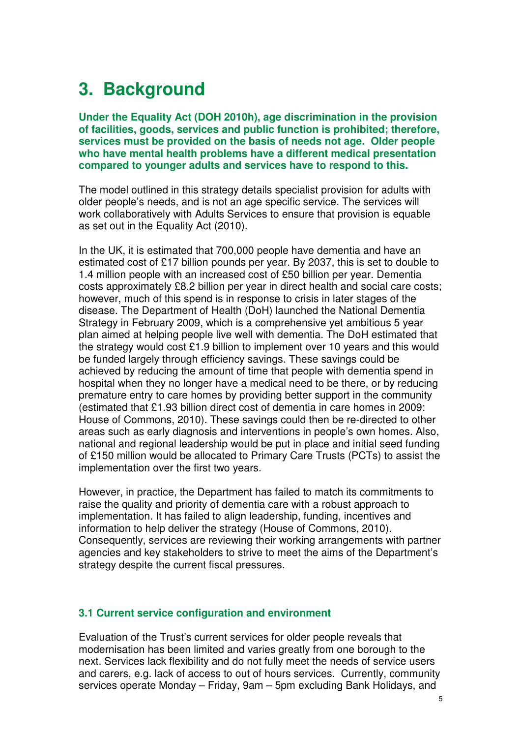# 3. Background

**Under the Equality Act (DOH 2010h), age discrimination in the provision of facilities, goods, services and public function is prohibited; therefore, services must be provided on the basis of needs not age. Older people who have mental health problems have a different medical presentation compared to younger adults and services have to respond to this.**

The model outlined in this strategy details specialist provision for adults with older people's needs, and is not an age specific service. The services will work collaboratively with Adults Services to ensure that provision is equable as set out in the Equality Act (2010).

In the UK, it is estimated that 700,000 people have dementia and have an estimated cost of £17 billion pounds per year. By 2037, this is set to double to 1.4 million people with an increased cost of £50 billion per year. Dementia costs approximately £8.2 billion per year in direct health and social care costs; however, much of this spend is in response to crisis in later stages of the disease. The Department of Health (DoH) launched the National Dementia Strategy in February 2009, which is a comprehensive yet ambitious 5 year plan aimed at helping people live well with dementia. The DoH estimated that the strategy would cost £1.9 billion to implement over 10 years and this would be funded largely through efficiency savings. These savings could be achieved by reducing the amount of time that people with dementia spend in hospital when they no longer have a medical need to be there, or by reducing premature entry to care homes by providing better support in the community (estimated that £1.93 billion direct cost of dementia in care homes in 2009: House of Commons, 2010). These savings could then be re-directed to other areas such as early diagnosis and interventions in people's own homes. Also, national and regional leadership would be put in place and initial seed funding of £150 million would be allocated to Primary Care Trusts (PCTs) to assist the implementation over the first two years.

However, in practice, the Department has failed to match its commitments to raise the quality and priority of dementia care with a robust approach to implementation. It has failed to align leadership, funding, incentives and information to help deliver the strategy (House of Commons, 2010). Consequently, services are reviewing their working arrangements with partner agencies and key stakeholders to strive to meet the aims of the Department's strategy despite the current fiscal pressures.

### 3.1 Current service configuration and environment

Evaluation of the Trust's current services for older people reveals that modernisation has been limited and varies greatly from one borough to the next. Services lack flexibility and do not fully meet the needs of service users and carers, e.g. lack of access to out of hours services. Currently, community services operate Monday – Friday, 9am – 5pm excluding Bank Holidays, and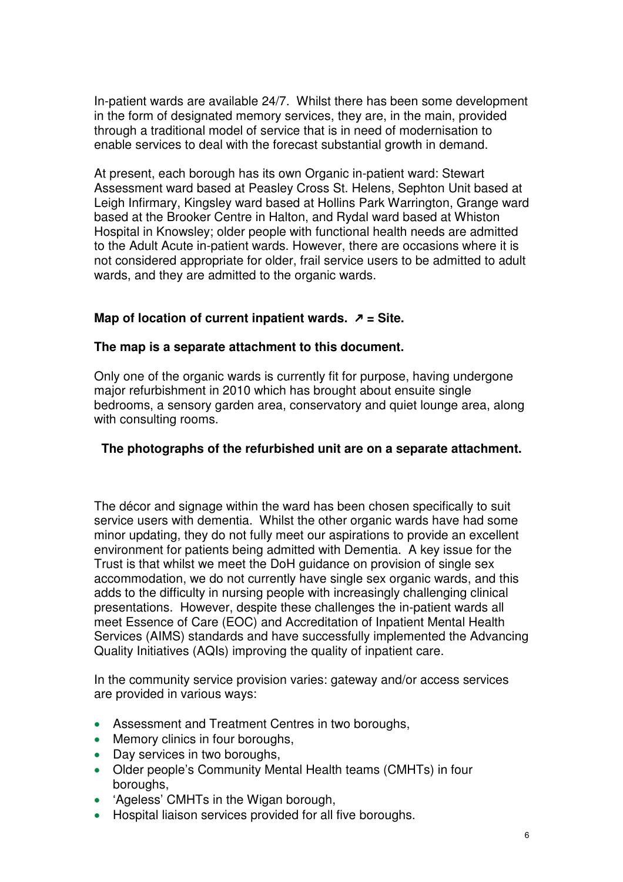In-patient wards are available 24/7. Whilst there has been some development in the form of designated memory services, they are, in the main, provided through a traditional model of service that is in need of modernisation to enable services to deal with the forecast substantial growth in demand.

At present, each borough has its own Organic in-patient ward: Stewart Assessment ward based at Peasley Cross St. Helens, Sephton Unit based at Leigh Infirmary, Kingsley ward based at Hollins Park Warrington, Grange ward based at the Brooker Centre in Halton, and Rydal ward based at Whiston Hospital in Knowsley; older people with functional health needs are admitted to the Adult Acute in-patient wards. However, there are occasions where it is not considered appropriate for older, frail service users to be admitted to adult wards, and they are admitted to the organic wards.

**Map of location of current inpatient wards. ↗ = Site.**

**The map is a separate attachment to this document.**

Only one of the organic wards is currently fit for purpose, having undergone major refurbishment in 2010 which has brought about ensuite single bedrooms, a sensory garden area, conservatory and quiet lounge area, along with consulting rooms.

**The photographs of the refurbished unit are on a separate attachment.**

The décor and signage within the ward has been chosen specifically to suit service users with dementia. Whilst the other organic wards have had some minor updating, they do not fully meet our aspirations to provide an excellent environment for patients being admitted with Dementia. A key issue for the Trust is that whilst we meet the DoH guidance on provision of single sex accommodation, we do not currently have single sex organic wards, and this adds to the difficulty in nursing people with increasingly challenging clinical presentations. However, despite these challenges the in-patient wards all meet Essence of Care (EOC) and Accreditation of Inpatient Mental Health Services (AIMS) standards and have successfully implemented the Advancing Quality Initiatives (AQIs) improving the quality of inpatient care.

In the community service provision varies: gateway and/or access services are provided in various ways:

- Assessment and Treatment Centres in two boroughs,
- Memory clinics in four boroughs,
- Day services in two boroughs,
- Older people's Community Mental Health teams (CMHTs) in four boroughs,
- 'Ageless' CMHTs in the Wigan borough,
- Hospital liaison services provided for all five boroughs.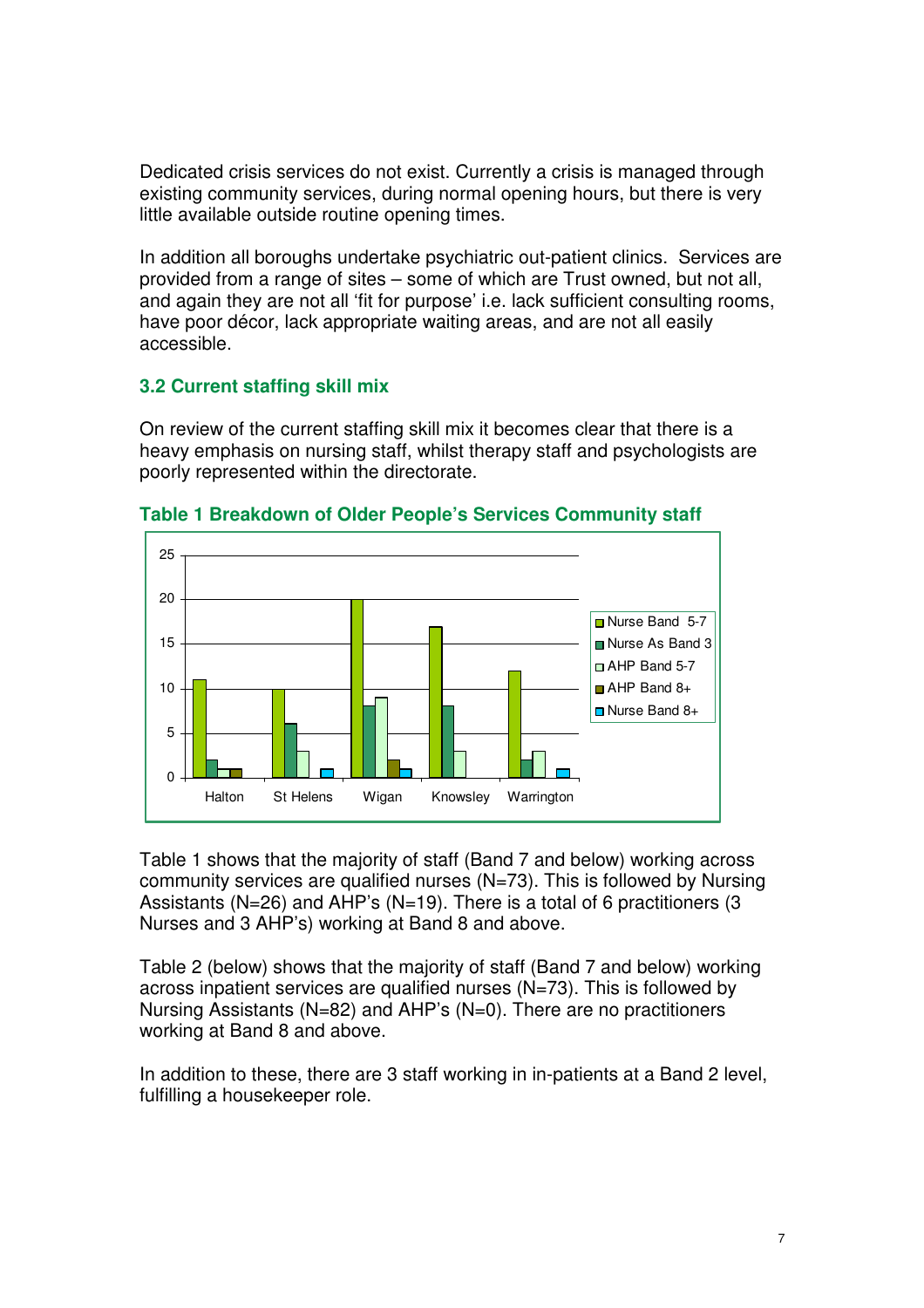Dedicated crisis services do not exist. Currently a crisis is managed through existing community services, during normal opening hours, but there is very little available outside routine opening times.

In addition all boroughs undertake psychiatric out-patient clinics. Services are provided from a range of sites – some of which are Trust owned, but not all, and again they are not all 'fit for purpose' i.e. lack sufficient consulting rooms, have poor décor, lack appropriate waiting areas, and are not all easily accessible.

### 3.2 Current staffing skill mix

On review of the current staffing skill mix it becomes clear that there is a heavy emphasis on nursing staff, whilst therapy staff and psychologists are poorly represented within the directorate.

**Table 1 Breakdown of Older People's Services Community staff**

| | Nurse Band 5-7 | Nurse As Band 3 | AHP Band 5-7 | AHP Band 8+ | Nurse Band 8+ |
|---|---|---|---|---|---|
| Halton | 11 | 2 | 1 | 1 | 0 |
| St Helens | 10 | 6 | 3 | 0 | 1 |
| Wigan | 20 | 8 | 9 | 2 | 1 |
| Knowsley | 17 | 8 | 3 | 0 | 0 |
| Warrington | 12 | 2 | 3 | 0 | 1 |

Table 1 shows that the majority of staff (Band 7 and below) working across community services are qualified nurses (N=73). This is followed by Nursing Assistants (N=26) and AHP's (N=19). There is a total of 6 practitioners (3 Nurses and 3 AHP's) working at Band 8 and above.

Table 2 (below) shows that the majority of staff (Band 7 and below) working across inpatient services are qualified nurses (N=73). This is followed by Nursing Assistants (N=82) and AHP's (N=0). There are no practitioners working at Band 8 and above.

In addition to these, there are 3 staff working in in-patients at a Band 2 level, fulfilling a housekeeper role.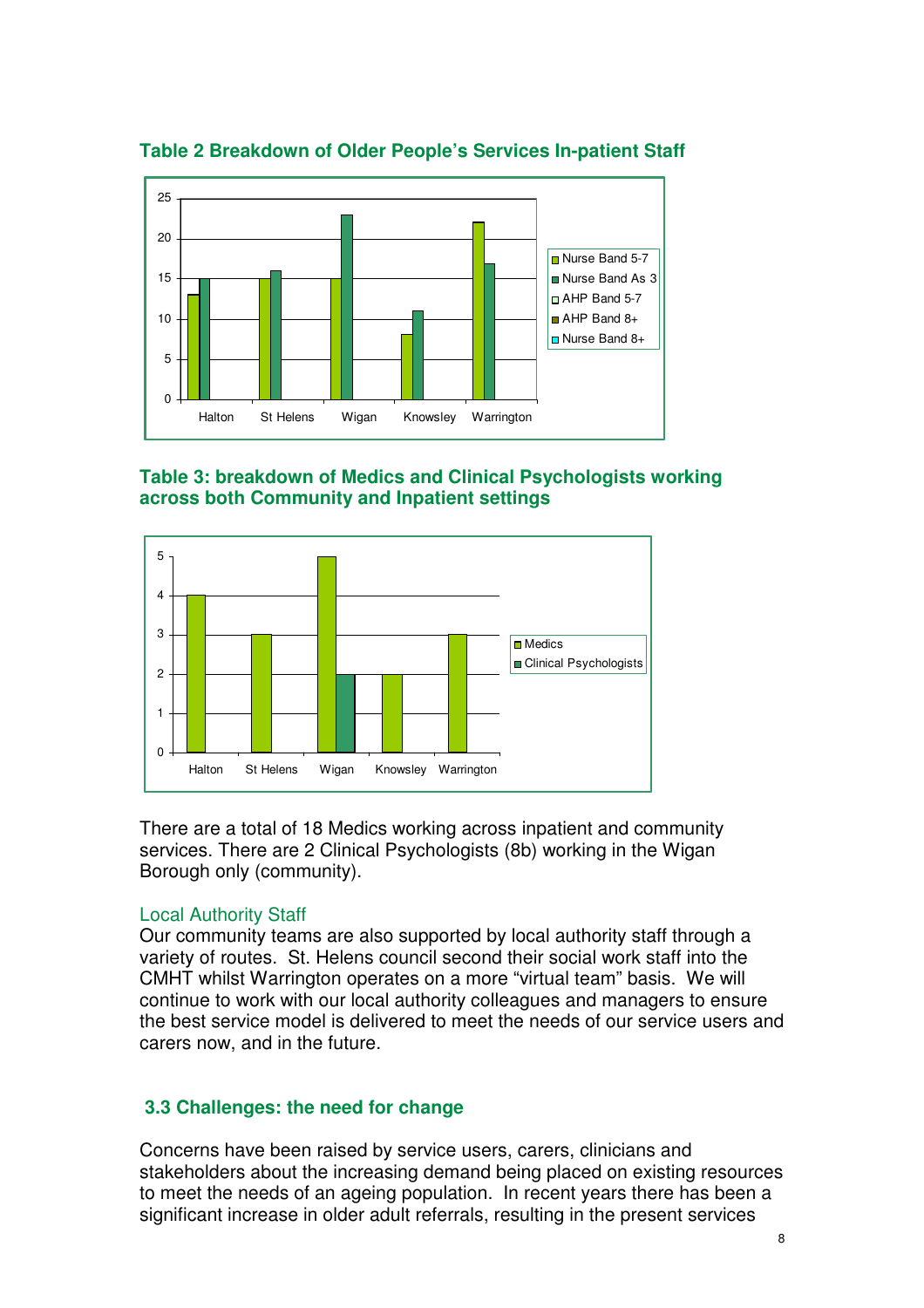### Table 2 Breakdown of Older People's Services In-patient Staff

| | Nurse Band 5-7 | Nurse Band As 3 | AHP Band 5-7 | AHP Band 8+ | Nurse Band 8+ |
|---|---|---|---|---|---|
| Halton | 13 | 15 | | | |
| St Helens | 15 | 16 | | | |
| Wigan | 15 | 23 | | | |
| Knowsley | 8 | 11 | | | |
| Warrington | 22 | 17 | | | |

### Table 3: breakdown of Medics and Clinical Psychologists working across both Community and Inpatient settings

| | Medics | Clinical Psychologists |
|---|---|---|
| Halton | 4 | |
| St Helens | 3 | |
| Wigan | 5 | 2 |
| Knowsley | 2 | |
| Warrington | 3 | |

There are a total of 18 Medics working across inpatient and community services. There are 2 Clinical Psychologists (8b) working in the Wigan Borough only (community).

#### Local Authority Staff

Our community teams are also supported by local authority staff through a variety of routes. St. Helens council second their social work staff into the CMHT whilst Warrington operates on a more "virtual team" basis. We will continue to work with our local authority colleagues and managers to ensure the best service model is delivered to meet the needs of our service users and carers now, and in the future.

### 3.3 Challenges: the need for change

Concerns have been raised by service users, carers, clinicians and stakeholders about the increasing demand being placed on existing resources to meet the needs of an ageing population. In recent years there has been a significant increase in older adult referrals, resulting in the present services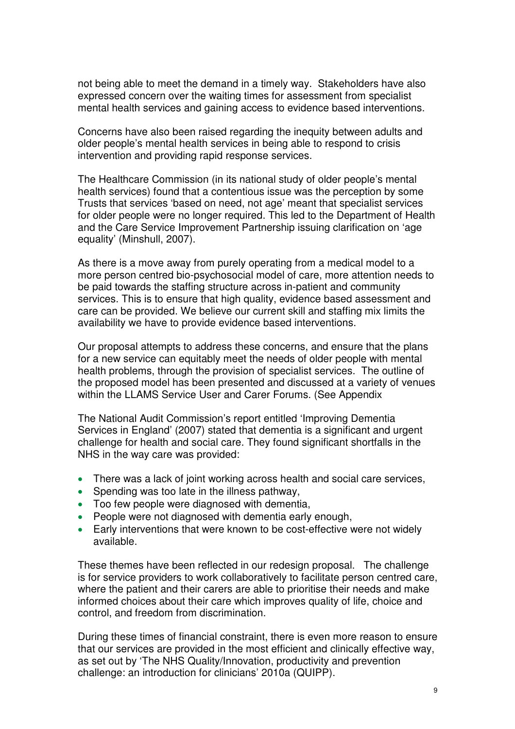not being able to meet the demand in a timely way. Stakeholders have also expressed concern over the waiting times for assessment from specialist mental health services and gaining access to evidence based interventions.

Concerns have also been raised regarding the inequity between adults and older people's mental health services in being able to respond to crisis intervention and providing rapid response services.

The Healthcare Commission (in its national study of older people's mental health services) found that a contentious issue was the perception by some Trusts that services 'based on need, not age' meant that specialist services for older people were no longer required. This led to the Department of Health and the Care Service Improvement Partnership issuing clarification on 'age equality' (Minshull, 2007).

As there is a move away from purely operating from a medical model to a more person centred bio-psychosocial model of care, more attention needs to be paid towards the staffing structure across in-patient and community services. This is to ensure that high quality, evidence based assessment and care can be provided. We believe our current skill and staffing mix limits the availability we have to provide evidence based interventions.

Our proposal attempts to address these concerns, and ensure that the plans for a new service can equitably meet the needs of older people with mental health problems, through the provision of specialist services. The outline of the proposed model has been presented and discussed at a variety of venues within the LLAMS Service User and Carer Forums. (See Appendix

The National Audit Commission's report entitled 'Improving Dementia Services in England' (2007) stated that dementia is a significant and urgent challenge for health and social care. They found significant shortfalls in the NHS in the way care was provided:

- There was a lack of joint working across health and social care services,
- Spending was too late in the illness pathway,
- Too few people were diagnosed with dementia,
- People were not diagnosed with dementia early enough,
- Early interventions that were known to be cost-effective were not widely available.

These themes have been reflected in our redesign proposal. The challenge is for service providers to work collaboratively to facilitate person centred care, where the patient and their carers are able to prioritise their needs and make informed choices about their care which improves quality of life, choice and control, and freedom from discrimination.

During these times of financial constraint, there is even more reason to ensure that our services are provided in the most efficient and clinically effective way, as set out by 'The NHS Quality/Innovation, productivity and prevention challenge: an introduction for clinicians' 2010a (QUIPP).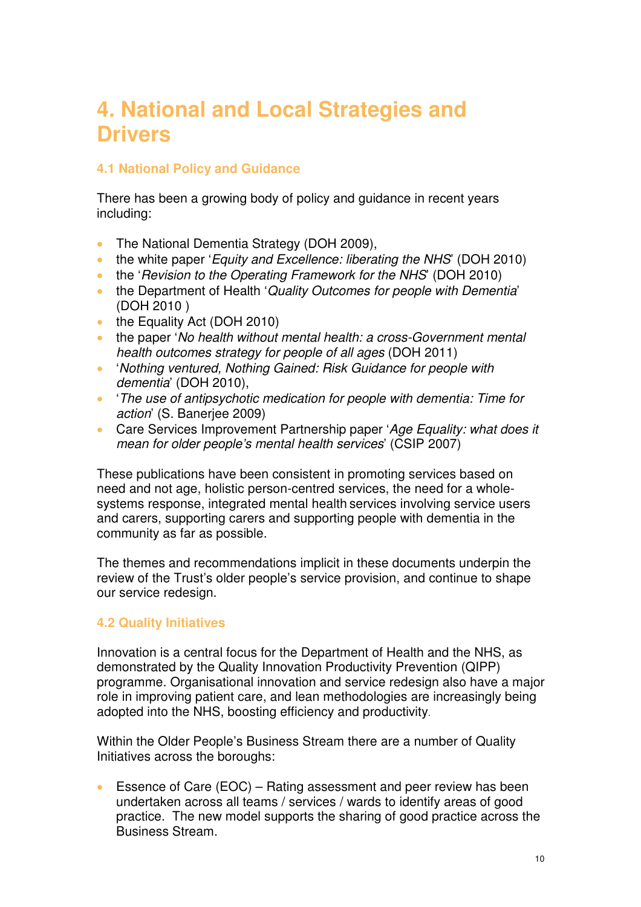# 4. National and Local Strategies and Drivers

## 4.1 National Policy and Guidance

There has been a growing body of policy and guidance in recent years including:

- The National Dementia Strategy (DOH 2009),
- the white paper '*Equity and Excellence: liberating the NHS*' (DOH 2010)
- the '*Revision to the Operating Framework for the NHS*' (DOH 2010)
- the Department of Health '*Quality Outcomes for people with Dementia*' (DOH 2010 )
- the Equality Act (DOH 2010)
- the paper '*No health without mental health: a cross-Government mental health outcomes strategy for people of all ages* (DOH 2011)
- '*Nothing ventured, Nothing Gained: Risk Guidance for people with dementia*' (DOH 2010),
- '*The use of antipsychotic medication for people with dementia: Time for action*' (S. Banerjee 2009)
- Care Services Improvement Partnership paper '*Age Equality: what does it mean for older people's mental health services*' (CSIP 2007)

These publications have been consistent in promoting services based on need and not age, holistic person-centred services, the need for a whole-systems response, integrated mental health services involving service users and carers, supporting carers and supporting people with dementia in the community as far as possible.

The themes and recommendations implicit in these documents underpin the review of the Trust's older people's service provision, and continue to shape our service redesign.

## 4.2 Quality Initiatives

Innovation is a central focus for the Department of Health and the NHS, as demonstrated by the Quality Innovation Productivity Prevention (QIPP) programme. Organisational innovation and service redesign also have a major role in improving patient care, and lean methodologies are increasingly being adopted into the NHS, boosting efficiency and productivity.

Within the Older People's Business Stream there are a number of Quality Initiatives across the boroughs:

- Essence of Care (EOC) – Rating assessment and peer review has been undertaken across all teams / services / wards to identify areas of good practice. The new model supports the sharing of good practice across the Business Stream.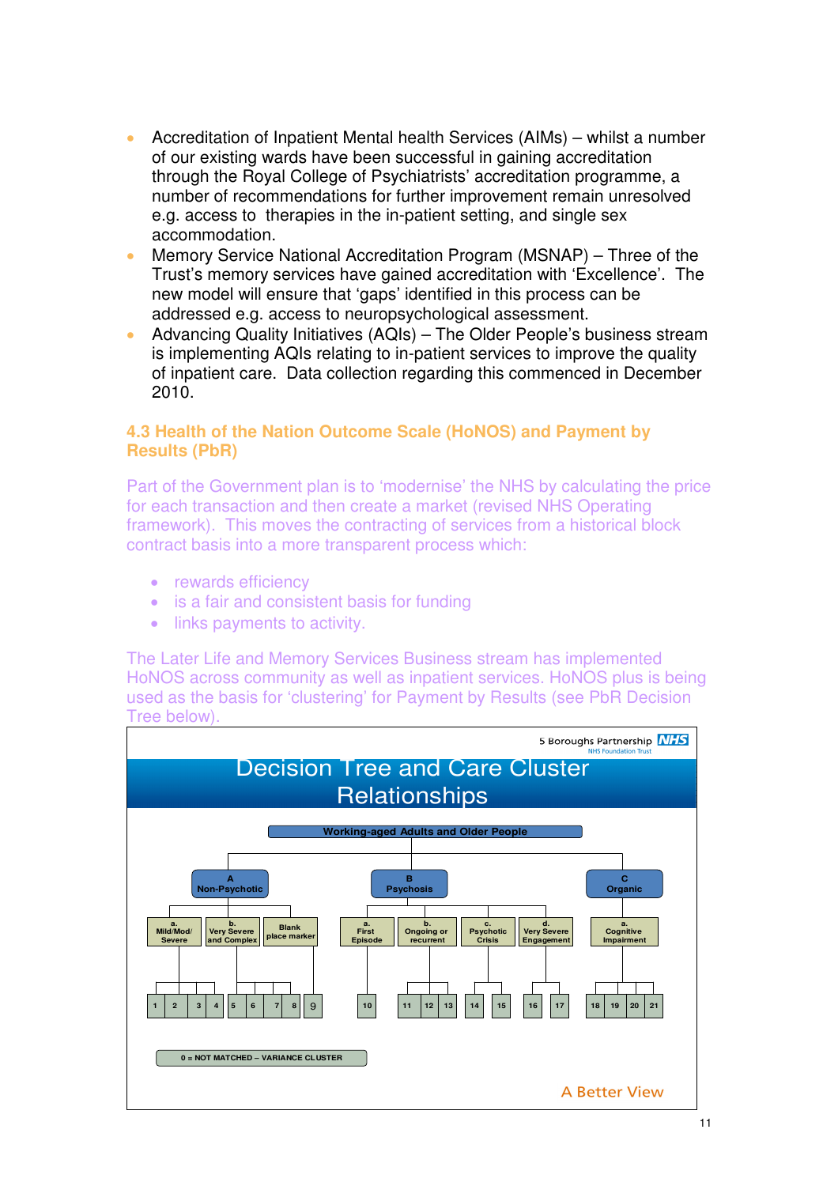- Accreditation of Inpatient Mental health Services (AIMs) – whilst a number of our existing wards have been successful in gaining accreditation through the Royal College of Psychiatrists' accreditation programme, a number of recommendations for further improvement remain unresolved e.g. access to therapies in the in-patient setting, and single sex accommodation.
- Memory Service National Accreditation Program (MSNAP) – Three of the Trust's memory services have gained accreditation with 'Excellence'. The new model will ensure that 'gaps' identified in this process can be addressed e.g. access to neuropsychological assessment.
- Advancing Quality Initiatives (AQIs) – The Older People's business stream is implementing AQIs relating to in-patient services to improve the quality of inpatient care. Data collection regarding this commenced in December 2010.

### 4.3 Health of the Nation Outcome Scale (HoNOS) and Payment by Results (PbR)

Part of the Government plan is to 'modernise' the NHS by calculating the price for each transaction and then create a market (revised NHS Operating framework). This moves the contracting of services from a historical block contract basis into a more transparent process which:

- rewards efficiency
- is a fair and consistent basis for funding
- links payments to activity.

The Later Life and Memory Services Business stream has implemented HoNOS across community as well as inpatient services. HoNOS plus is being used as the basis for 'clustering' for Payment by Results (see PbR Decision Tree below).

5 Boroughs Partnership NHS Foundation Trust

**Decision Tree and Care Cluster Relationships**

**Working-aged Adults and Older People**

- **A Non-Psychotic**
  - a. Mild/Mod/Severe: 1, 2, 3, 4
  - b. Very Severe and Complex: 5, 6, 7, 8
  - Blank place marker: 9
- **B Psychosis**
  - a. First Episode: 10
  - b. Ongoing or recurrent: 11, 12, 13
  - c. Psychotic Crisis: 14, 15
  - d. Very Severe Engagement: 16, 17
- **C Organic**
  - a. Cognitive Impairment: 18, 19, 20, 21

0 = NOT MATCHED – VARIANCE CLUSTER

A Better View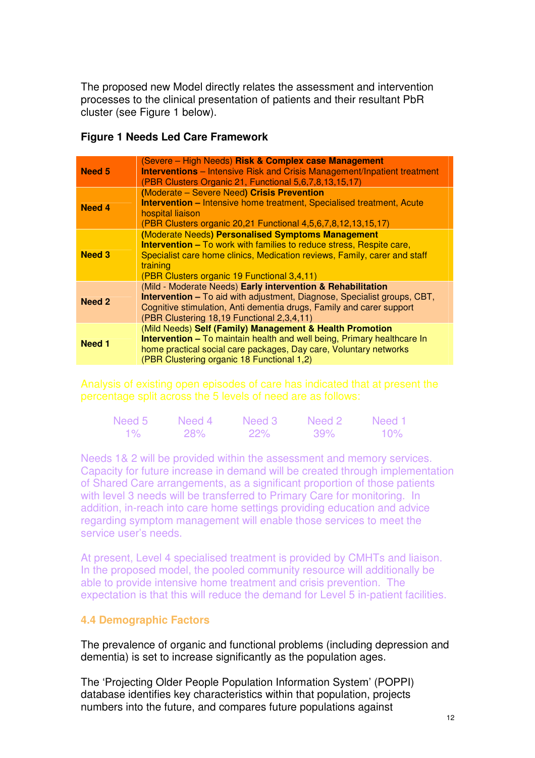The proposed new Model directly relates the assessment and intervention processes to the clinical presentation of patients and their resultant PbR cluster (see Figure 1 below).

**Figure 1 Needs Led Care Framework**

| | |
|---|---|
| **Need 5** | (Severe – High Needs) **Risk & Complex case Management** **Interventions** – Intensive Risk and Crisis Management/Inpatient treatment (PBR Clusters Organic 21, Functional 5,6,7,8,13,15,17) |
| **Need 4** | (Moderate – Severe Need) **Crisis Prevention** **Intervention –** Intensive home treatment, Specialised treatment, Acute hospital liaison (PBR Clusters organic 20,21 Functional 4,5,6,7,8,12,13,15,17) |
| **Need 3** | (Moderate Needs) **Personalised Symptoms Management** **Intervention –** To work with families to reduce stress, Respite care, Specialist care home clinics, Medication reviews, Family, carer and staff training (PBR Clusters organic 19 Functional 3,4,11) |
| **Need 2** | (Mild - Moderate Needs) **Early intervention & Rehabilitation** **Intervention –** To aid with adjustment, Diagnose, Specialist groups, CBT, Cognitive stimulation, Anti dementia drugs, Family and carer support (PBR Clustering 18,19 Functional 2,3,4,11) |
| **Need 1** | (Mild Needs) **Self (Family) Management & Health Promotion** **Intervention –** To maintain health and well being, Primary healthcare In home practical social care packages, Day care, Voluntary networks (PBR Clustering organic 18 Functional 1,2) |

Analysis of existing open episodes of care has indicated that at present the percentage split across the 5 levels of need are as follows:

| Need 5 | Need 4 | Need 3 | Need 2 | Need 1 |
|---|---|---|---|---|
| 1% | 28% | 22% | 39% | 10% |

Needs 1& 2 will be provided within the assessment and memory services. Capacity for future increase in demand will be created through implementation of Shared Care arrangements, as a significant proportion of those patients with level 3 needs will be transferred to Primary Care for monitoring. In addition, in-reach into care home settings providing education and advice regarding symptom management will enable those services to meet the service user's needs.

At present, Level 4 specialised treatment is provided by CMHTs and liaison. In the proposed model, the pooled community resource will additionally be able to provide intensive home treatment and crisis prevention. The expectation is that this will reduce the demand for Level 5 in-patient facilities.

### 4.4 Demographic Factors

The prevalence of organic and functional problems (including depression and dementia) is set to increase significantly as the population ages.

The 'Projecting Older People Population Information System' (POPPI) database identifies key characteristics within that population, projects numbers into the future, and compares future populations against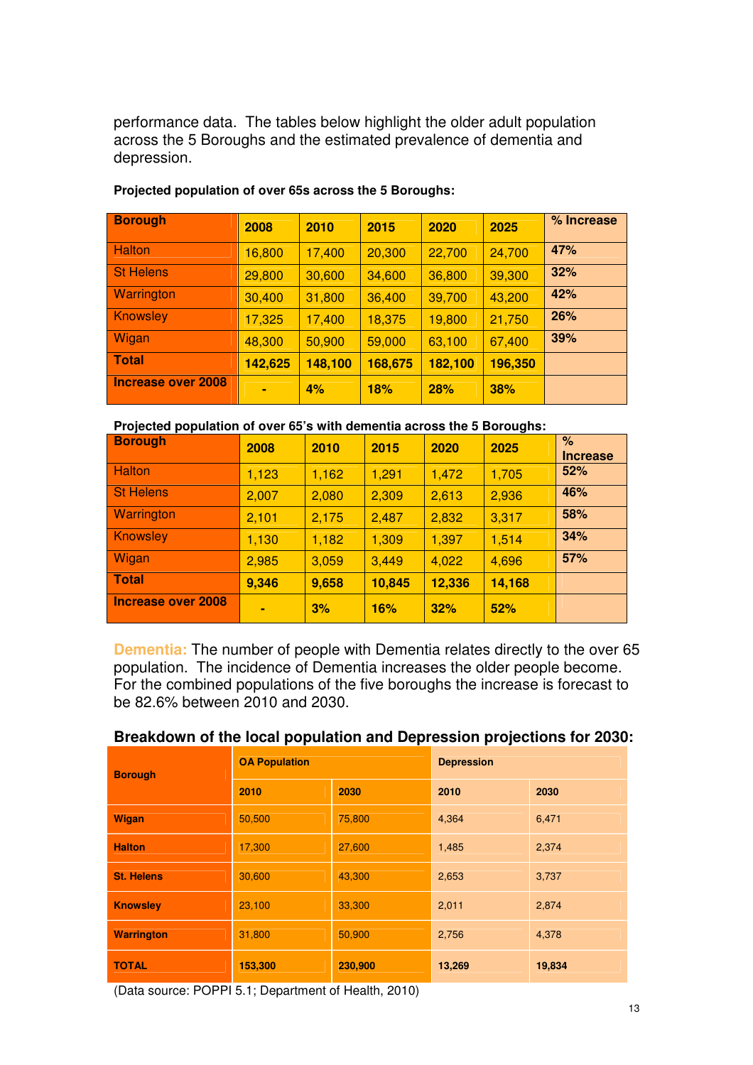performance data. The tables below highlight the older adult population across the 5 Boroughs and the estimated prevalence of dementia and depression.

**Projected population of over 65s across the 5 Boroughs:**

| Borough | 2008 | 2010 | 2015 | 2020 | 2025 | % Increase |
|---|---|---|---|---|---|---|
| Halton | 16,800 | 17,400 | 20,300 | 22,700 | 24,700 | **47%** |
| St Helens | 29,800 | 30,600 | 34,600 | 36,800 | 39,300 | **32%** |
| Warrington | 30,400 | 31,800 | 36,400 | 39,700 | 43,200 | **42%** |
| Knowsley | 17,325 | 17,400 | 18,375 | 19,800 | 21,750 | **26%** |
| Wigan | 48,300 | 50,900 | 59,000 | 63,100 | 67,400 | **39%** |
| **Total** | **142,625** | **148,100** | **168,675** | **182,100** | **196,350** | |
| **Increase over 2008** | **-** | **4%** | **18%** | **28%** | **38%** | |

**Projected population of over 65's with dementia across the 5 Boroughs:**

| Borough | 2008 | 2010 | 2015 | 2020 | 2025 | % Increase |
|---|---|---|---|---|---|---|
| Halton | 1,123 | 1,162 | 1,291 | 1,472 | 1,705 | **52%** |
| St Helens | 2,007 | 2,080 | 2,309 | 2,613 | 2,936 | **46%** |
| Warrington | 2,101 | 2,175 | 2,487 | 2,832 | 3,317 | **58%** |
| Knowsley | 1,130 | 1,182 | 1,309 | 1,397 | 1,514 | **34%** |
| Wigan | 2,985 | 3,059 | 3,449 | 4,022 | 4,696 | **57%** |
| **Total** | **9,346** | **9,658** | **10,845** | **12,336** | **14,168** | |
| **Increase over 2008** | **-** | **3%** | **16%** | **32%** | **52%** | |

**Dementia:** The number of people with Dementia relates directly to the over 65 population. The incidence of Dementia increases the older people become. For the combined populations of the five boroughs the increase is forecast to be 82.6% between 2010 and 2030.

## Breakdown of the local population and Depression projections for 2030:

| Borough | OA Population | | Depression | |
|---|---|---|---|---|
| | 2010 | 2030 | 2010 | 2030 |
| **Wigan** | 50,500 | 75,800 | 4,364 | 6,471 |
| **Halton** | 17,300 | 27,600 | 1,485 | 2,374 |
| **St. Helens** | 30,600 | 43,300 | 2,653 | 3,737 |
| **Knowsley** | 23,100 | 33,300 | 2,011 | 2,874 |
| **Warrington** | 31,800 | 50,900 | 2,756 | 4,378 |
| **TOTAL** | **153,300** | **230,900** | **13,269** | **19,834** |

(Data source: POPPI 5.1; Department of Health, 2010)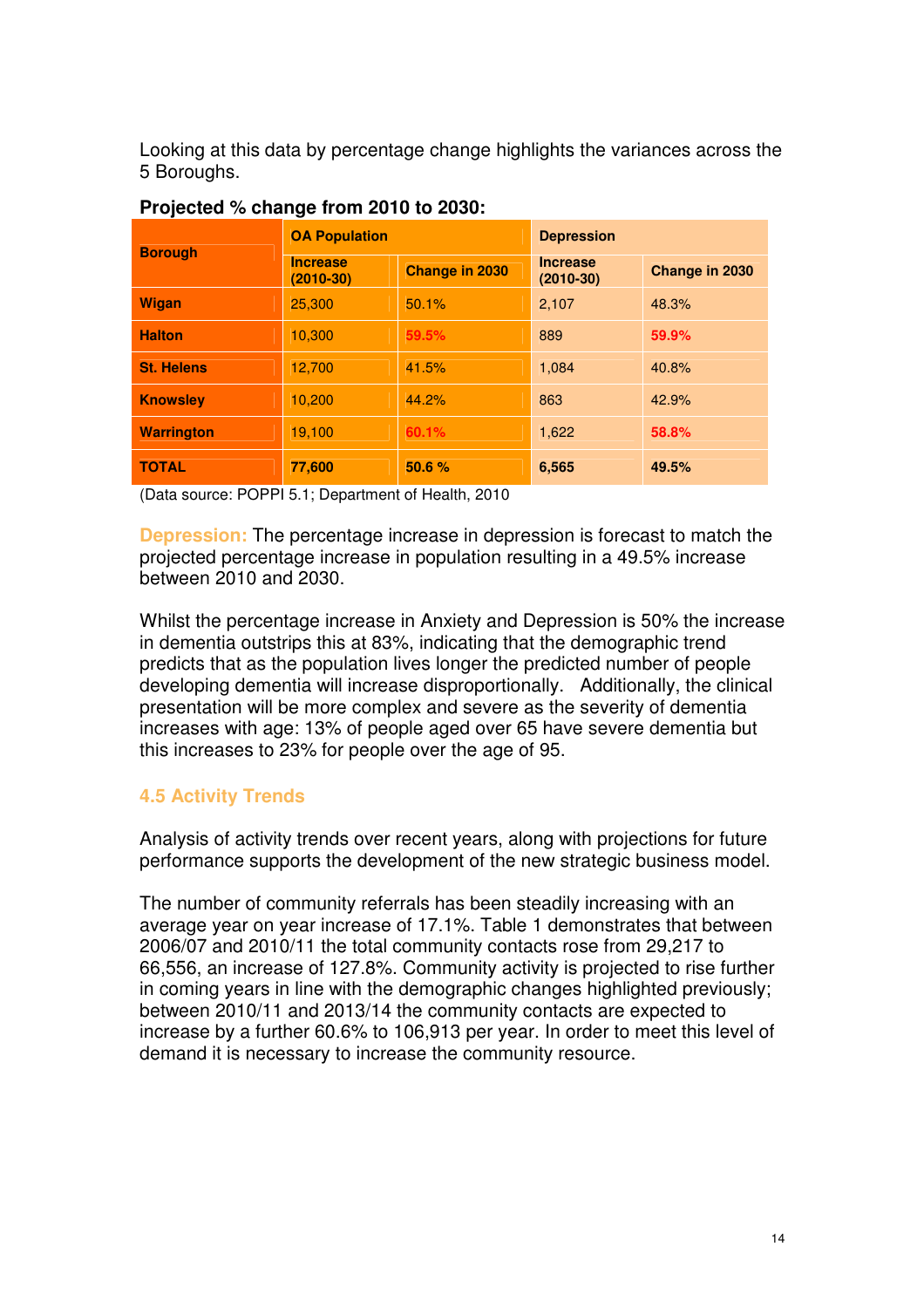Looking at this data by percentage change highlights the variances across the 5 Boroughs.

**Projected % change from 2010 to 2030:**

| Borough | OA Population | | Depression | |
|---|---|---|---|---|
| | Increase (2010-30) | Change in 2030 | Increase (2010-30) | Change in 2030 |
| **Wigan** | 25,300 | 50.1% | 2,107 | 48.3% |
| **Halton** | 10,300 | **59.5%** | 889 | **59.9%** |
| **St. Helens** | 12,700 | 41.5% | 1,084 | 40.8% |
| **Knowsley** | 10,200 | 44.2% | 863 | 42.9% |
| **Warrington** | 19,100 | **60.1%** | 1,622 | **58.8%** |
| **TOTAL** | **77,600** | **50.6 %** | **6,565** | **49.5%** |

(Data source: POPPI 5.1; Department of Health, 2010

**Depression:** The percentage increase in depression is forecast to match the projected percentage increase in population resulting in a 49.5% increase between 2010 and 2030.

Whilst the percentage increase in Anxiety and Depression is 50% the increase in dementia outstrips this at 83%, indicating that the demographic trend predicts that as the population lives longer the predicted number of people developing dementia will increase disproportionally. Additionally, the clinical presentation will be more complex and severe as the severity of dementia increases with age: 13% of people aged over 65 have severe dementia but this increases to 23% for people over the age of 95.

### 4.5 Activity Trends

Analysis of activity trends over recent years, along with projections for future performance supports the development of the new strategic business model.

The number of community referrals has been steadily increasing with an average year on year increase of 17.1%. Table 1 demonstrates that between 2006/07 and 2010/11 the total community contacts rose from 29,217 to 66,556, an increase of 127.8%. Community activity is projected to rise further in coming years in line with the demographic changes highlighted previously; between 2010/11 and 2013/14 the community contacts are expected to increase by a further 60.6% to 106,913 per year. In order to meet this level of demand it is necessary to increase the community resource.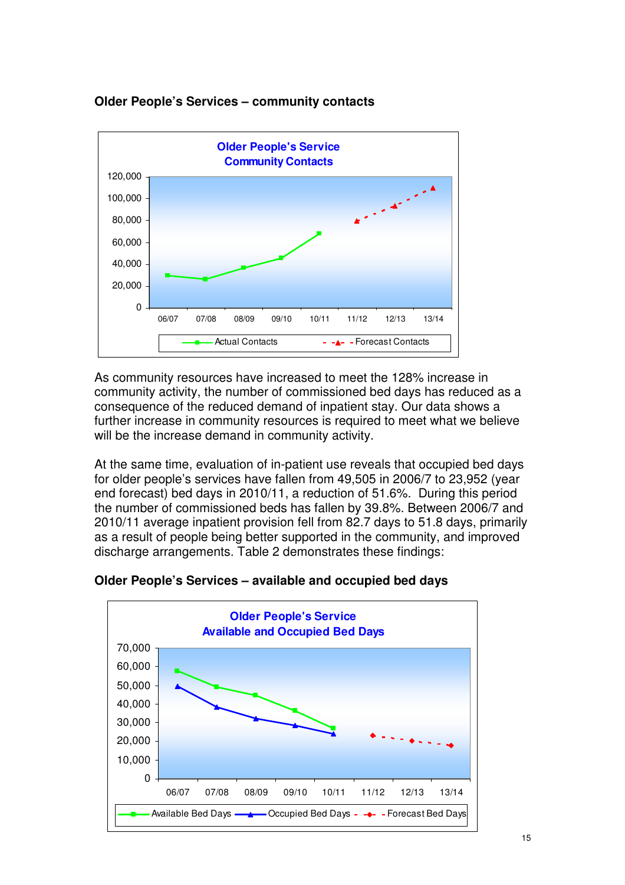**Older People's Services – community contacts**

As community resources have increased to meet the 128% increase in community activity, the number of commissioned bed days has reduced as a consequence of the reduced demand of inpatient stay. Our data shows a further increase in community resources is required to meet what we believe will be the increase demand in community activity.

At the same time, evaluation of in-patient use reveals that occupied bed days for older people's services have fallen from 49,505 in 2006/7 to 23,952 (year end forecast) bed days in 2010/11, a reduction of 51.6%. During this period the number of commissioned beds has fallen by 39.8%. Between 2006/7 and 2010/11 average inpatient provision fell from 82.7 days to 51.8 days, primarily as a result of people being better supported in the community, and improved discharge arrangements. Table 2 demonstrates these findings:

**Older People's Services – available and occupied bed days**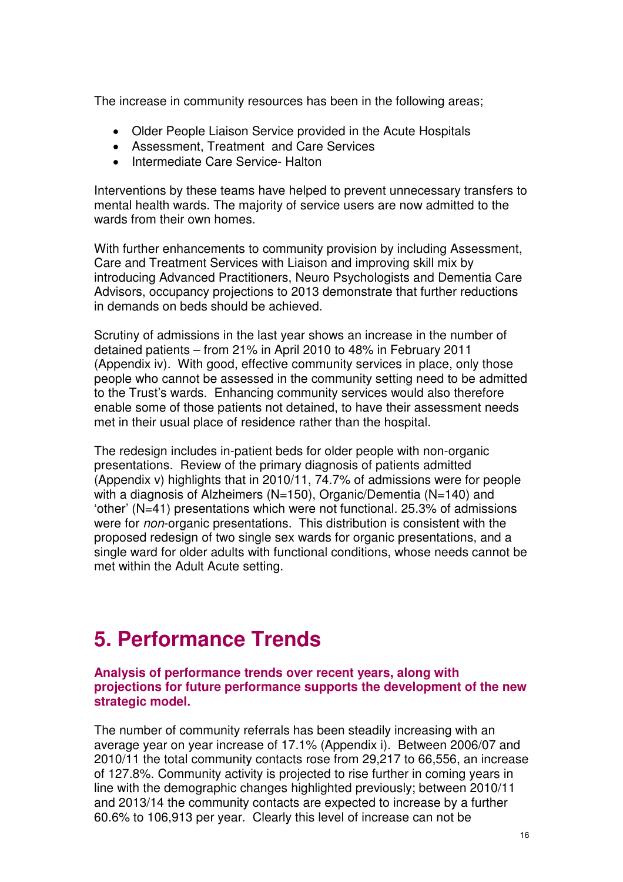The increase in community resources has been in the following areas;

- Older People Liaison Service provided in the Acute Hospitals
- Assessment, Treatment and Care Services
- Intermediate Care Service- Halton

Interventions by these teams have helped to prevent unnecessary transfers to mental health wards. The majority of service users are now admitted to the wards from their own homes.

With further enhancements to community provision by including Assessment, Care and Treatment Services with Liaison and improving skill mix by introducing Advanced Practitioners, Neuro Psychologists and Dementia Care Advisors, occupancy projections to 2013 demonstrate that further reductions in demands on beds should be achieved.

Scrutiny of admissions in the last year shows an increase in the number of detained patients – from 21% in April 2010 to 48% in February 2011 (Appendix iv). With good, effective community services in place, only those people who cannot be assessed in the community setting need to be admitted to the Trust's wards. Enhancing community services would also therefore enable some of those patients not detained, to have their assessment needs met in their usual place of residence rather than the hospital.

The redesign includes in-patient beds for older people with non-organic presentations. Review of the primary diagnosis of patients admitted (Appendix v) highlights that in 2010/11, 74.7% of admissions were for people with a diagnosis of Alzheimers (N=150), Organic/Dementia (N=140) and 'other' (N=41) presentations which were not functional. 25.3% of admissions were for *non*-organic presentations. This distribution is consistent with the proposed redesign of two single sex wards for organic presentations, and a single ward for older adults with functional conditions, whose needs cannot be met within the Adult Acute setting.

# 5. Performance Trends

**Analysis of performance trends over recent years, along with projections for future performance supports the development of the new strategic model.**

The number of community referrals has been steadily increasing with an average year on year increase of 17.1% (Appendix i). Between 2006/07 and 2010/11 the total community contacts rose from 29,217 to 66,556, an increase of 127.8%. Community activity is projected to rise further in coming years in line with the demographic changes highlighted previously; between 2010/11 and 2013/14 the community contacts are expected to increase by a further 60.6% to 106,913 per year. Clearly this level of increase can not be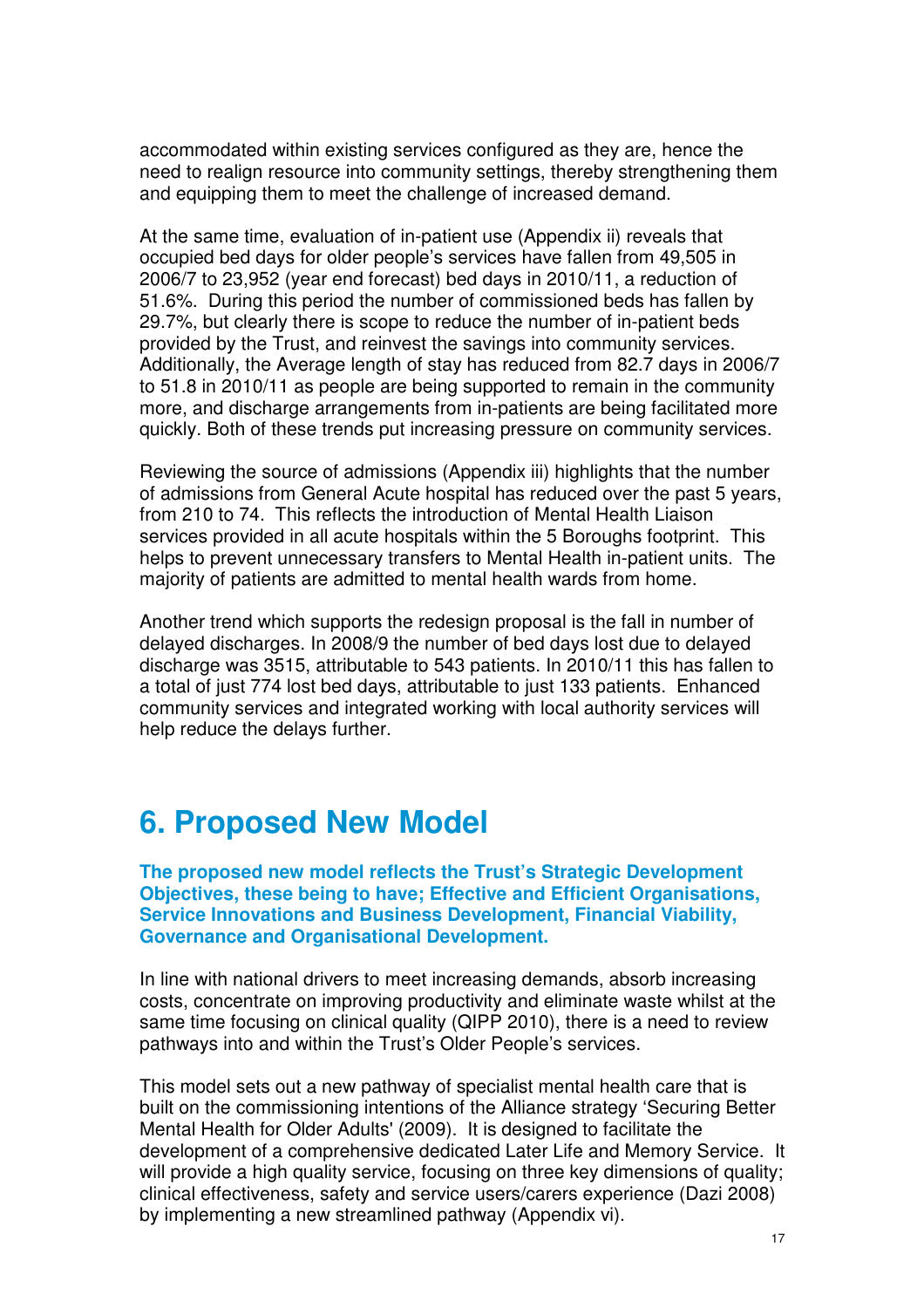accommodated within existing services configured as they are, hence the need to realign resource into community settings, thereby strengthening them and equipping them to meet the challenge of increased demand.

At the same time, evaluation of in-patient use (Appendix ii) reveals that occupied bed days for older people's services have fallen from 49,505 in 2006/7 to 23,952 (year end forecast) bed days in 2010/11, a reduction of 51.6%. During this period the number of commissioned beds has fallen by 29.7%, but clearly there is scope to reduce the number of in-patient beds provided by the Trust, and reinvest the savings into community services. Additionally, the Average length of stay has reduced from 82.7 days in 2006/7 to 51.8 in 2010/11 as people are being supported to remain in the community more, and discharge arrangements from in-patients are being facilitated more quickly. Both of these trends put increasing pressure on community services.

Reviewing the source of admissions (Appendix iii) highlights that the number of admissions from General Acute hospital has reduced over the past 5 years, from 210 to 74. This reflects the introduction of Mental Health Liaison services provided in all acute hospitals within the 5 Boroughs footprint. This helps to prevent unnecessary transfers to Mental Health in-patient units. The majority of patients are admitted to mental health wards from home.

Another trend which supports the redesign proposal is the fall in number of delayed discharges. In 2008/9 the number of bed days lost due to delayed discharge was 3515, attributable to 543 patients. In 2010/11 this has fallen to a total of just 774 lost bed days, attributable to just 133 patients. Enhanced community services and integrated working with local authority services will help reduce the delays further.

# 6. Proposed New Model

**The proposed new model reflects the Trust's Strategic Development Objectives, these being to have; Effective and Efficient Organisations, Service Innovations and Business Development, Financial Viability, Governance and Organisational Development.**

In line with national drivers to meet increasing demands, absorb increasing costs, concentrate on improving productivity and eliminate waste whilst at the same time focusing on clinical quality (QIPP 2010), there is a need to review pathways into and within the Trust's Older People's services.

This model sets out a new pathway of specialist mental health care that is built on the commissioning intentions of the Alliance strategy 'Securing Better Mental Health for Older Adults' (2009). It is designed to facilitate the development of a comprehensive dedicated Later Life and Memory Service. It will provide a high quality service, focusing on three key dimensions of quality; clinical effectiveness, safety and service users/carers experience (Dazi 2008) by implementing a new streamlined pathway (Appendix vi).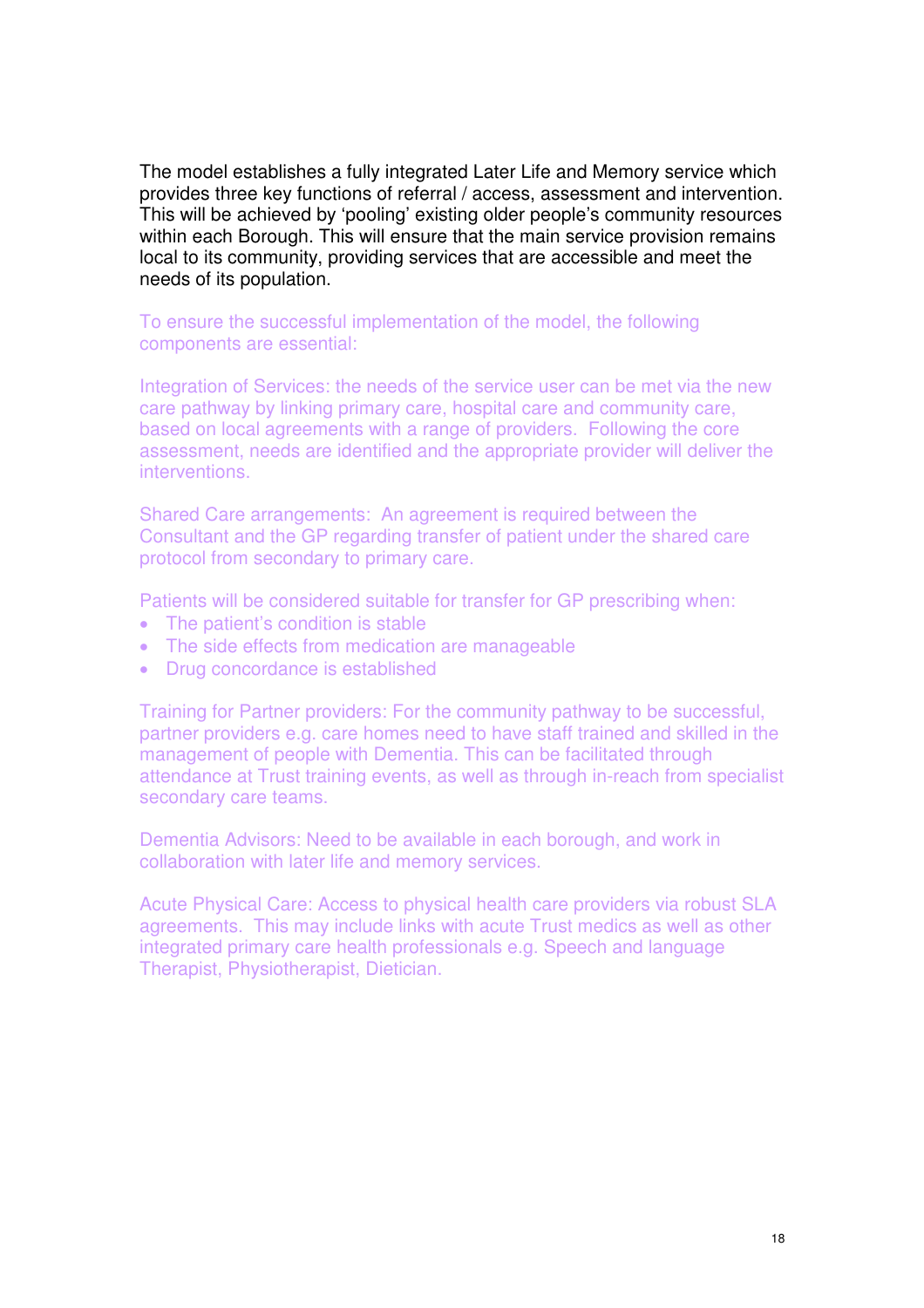The model establishes a fully integrated Later Life and Memory service which provides three key functions of referral / access, assessment and intervention. This will be achieved by 'pooling' existing older people's community resources within each Borough. This will ensure that the main service provision remains local to its community, providing services that are accessible and meet the needs of its population.

To ensure the successful implementation of the model, the following components are essential:

Integration of Services: the needs of the service user can be met via the new care pathway by linking primary care, hospital care and community care, based on local agreements with a range of providers. Following the core assessment, needs are identified and the appropriate provider will deliver the interventions.

Shared Care arrangements: An agreement is required between the Consultant and the GP regarding transfer of patient under the shared care protocol from secondary to primary care.

Patients will be considered suitable for transfer for GP prescribing when:

- The patient's condition is stable
- The side effects from medication are manageable
- Drug concordance is established

Training for Partner providers: For the community pathway to be successful, partner providers e.g. care homes need to have staff trained and skilled in the management of people with Dementia. This can be facilitated through attendance at Trust training events, as well as through in-reach from specialist secondary care teams.

Dementia Advisors: Need to be available in each borough, and work in collaboration with later life and memory services.

Acute Physical Care: Access to physical health care providers via robust SLA agreements. This may include links with acute Trust medics as well as other integrated primary care health professionals e.g. Speech and language Therapist, Physiotherapist, Dietician.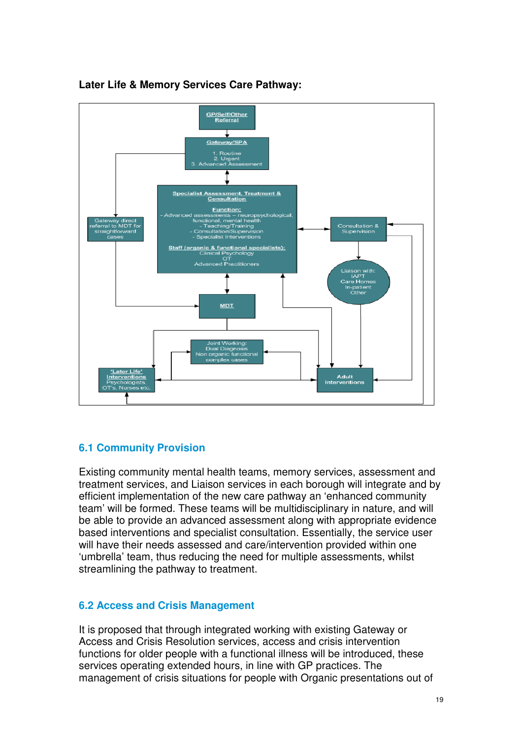**Later Life & Memory Services Care Pathway:**

GP/Self/Other Referral

Gateway/SPA

1. Routine
2. Urgent
3. Advanced Assessment

Specialist Assessment, Treatment & Consultation

Function:
- Advanced assessments – neuropsychological, functional, mental health
- Teaching/Training
- Consultation/Supervision
- Specialist Interventions

Staff (organic & functional specialists):
Clinical Psychology
OT
Advanced Practitioners

Gateway direct referral to MDT for straightforward cases

Consultation & Supervision

Liaison with:
IAPT
Care Homes
In-patient
Other

MDT

Joint Working:
Dual Diagnosis
Non organic functional complex cases

'Later Life' Interventions
Psychologists, OT's, Nurses etc.

Adult Interventions

## 6.1 Community Provision

Existing community mental health teams, memory services, assessment and treatment services, and Liaison services in each borough will integrate and by efficient implementation of the new care pathway an 'enhanced community team' will be formed. These teams will be multidisciplinary in nature, and will be able to provide an advanced assessment along with appropriate evidence based interventions and specialist consultation. Essentially, the service user will have their needs assessed and care/intervention provided within one 'umbrella' team, thus reducing the need for multiple assessments, whilst streamlining the pathway to treatment.

## 6.2 Access and Crisis Management

It is proposed that through integrated working with existing Gateway or Access and Crisis Resolution services, access and crisis intervention functions for older people with a functional illness will be introduced, these services operating extended hours, in line with GP practices. The management of crisis situations for people with Organic presentations out of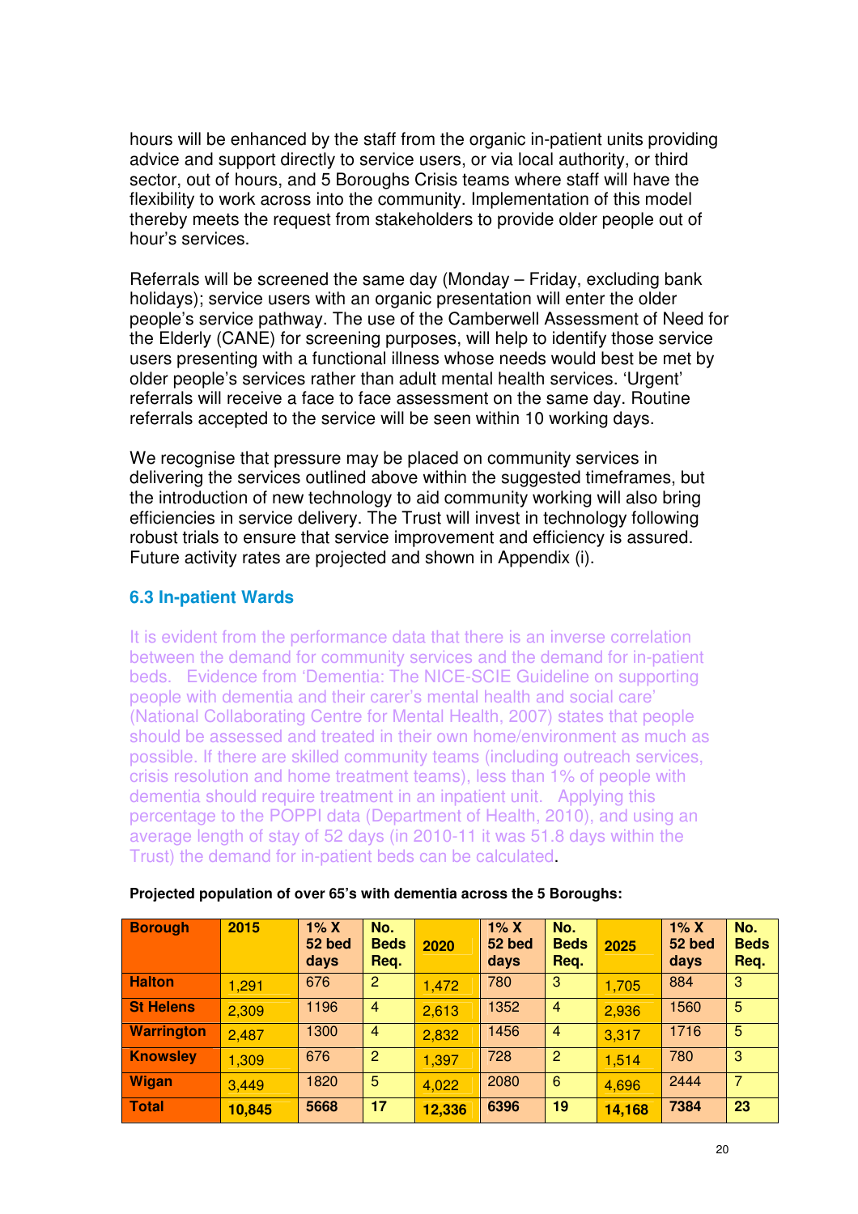hours will be enhanced by the staff from the organic in-patient units providing advice and support directly to service users, or via local authority, or third sector, out of hours, and 5 Boroughs Crisis teams where staff will have the flexibility to work across into the community. Implementation of this model thereby meets the request from stakeholders to provide older people out of hour's services.

Referrals will be screened the same day (Monday – Friday, excluding bank holidays); service users with an organic presentation will enter the older people's service pathway. The use of the Camberwell Assessment of Need for the Elderly (CANE) for screening purposes, will help to identify those service users presenting with a functional illness whose needs would best be met by older people's services rather than adult mental health services. 'Urgent' referrals will receive a face to face assessment on the same day. Routine referrals accepted to the service will be seen within 10 working days.

We recognise that pressure may be placed on community services in delivering the services outlined above within the suggested timeframes, but the introduction of new technology to aid community working will also bring efficiencies in service delivery. The Trust will invest in technology following robust trials to ensure that service improvement and efficiency is assured. Future activity rates are projected and shown in Appendix (i).

### 6.3 In-patient Wards

It is evident from the performance data that there is an inverse correlation between the demand for community services and the demand for in-patient beds. Evidence from 'Dementia: The NICE-SCIE Guideline on supporting people with dementia and their carer's mental health and social care' (National Collaborating Centre for Mental Health, 2007) states that people should be assessed and treated in their own home/environment as much as possible. If there are skilled community teams (including outreach services, crisis resolution and home treatment teams), less than 1% of people with dementia should require treatment in an inpatient unit. Applying this percentage to the POPPI data (Department of Health, 2010), and using an average length of stay of 52 days (in 2010-11 it was 51.8 days within the Trust) the demand for in-patient beds can be calculated.

**Projected population of over 65's with dementia across the 5 Boroughs:**

| Borough | 2015 | 1% X 52 bed days | No. Beds Req. | 2020 | 1% X 52 bed days | No. Beds Req. | 2025 | 1% X 52 bed days | No. Beds Req. |
|---|---|---|---|---|---|---|---|---|---|
| **Halton** | 1,291 | 676 | 2 | 1,472 | 780 | 3 | 1,705 | 884 | 3 |
| **St Helens** | 2,309 | 1196 | 4 | 2,613 | 1352 | 4 | 2,936 | 1560 | 5 |
| **Warrington** | 2,487 | 1300 | 4 | 2,832 | 1456 | 4 | 3,317 | 1716 | 5 |
| **Knowsley** | 1,309 | 676 | 2 | 1,397 | 728 | 2 | 1,514 | 780 | 3 |
| **Wigan** | 3,449 | 1820 | 5 | 4,022 | 2080 | 6 | 4,696 | 2444 | 7 |
| **Total** | **10,845** | **5668** | **17** | **12,336** | **6396** | **19** | **14,168** | **7384** | **23** |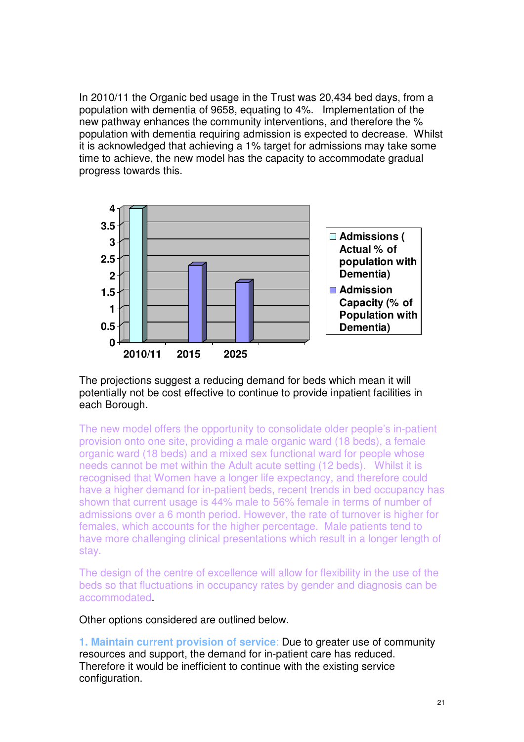In 2010/11 the Organic bed usage in the Trust was 20,434 bed days, from a population with dementia of 9658, equating to 4%. Implementation of the new pathway enhances the community interventions, and therefore the % population with dementia requiring admission is expected to decrease. Whilst it is acknowledged that achieving a 1% target for admissions may take some time to achieve, the new model has the capacity to accommodate gradual progress towards this.

The projections suggest a reducing demand for beds which mean it will potentially not be cost effective to continue to provide inpatient facilities in each Borough.

The new model offers the opportunity to consolidate older people's in-patient provision onto one site, providing a male organic ward (18 beds), a female organic ward (18 beds) and a mixed sex functional ward for people whose needs cannot be met within the Adult acute setting (12 beds). Whilst it is recognised that Women have a longer life expectancy, and therefore could have a higher demand for in-patient beds, recent trends in bed occupancy has shown that current usage is 44% male to 56% female in terms of number of admissions over a 6 month period. However, the rate of turnover is higher for females, which accounts for the higher percentage. Male patients tend to have more challenging clinical presentations which result in a longer length of stay.

The design of the centre of excellence will allow for flexibility in the use of the beds so that fluctuations in occupancy rates by gender and diagnosis can be accommodated.

Other options considered are outlined below.

**1. Maintain current provision of service:** Due to greater use of community resources and support, the demand for in-patient care has reduced. Therefore it would be inefficient to continue with the existing service configuration.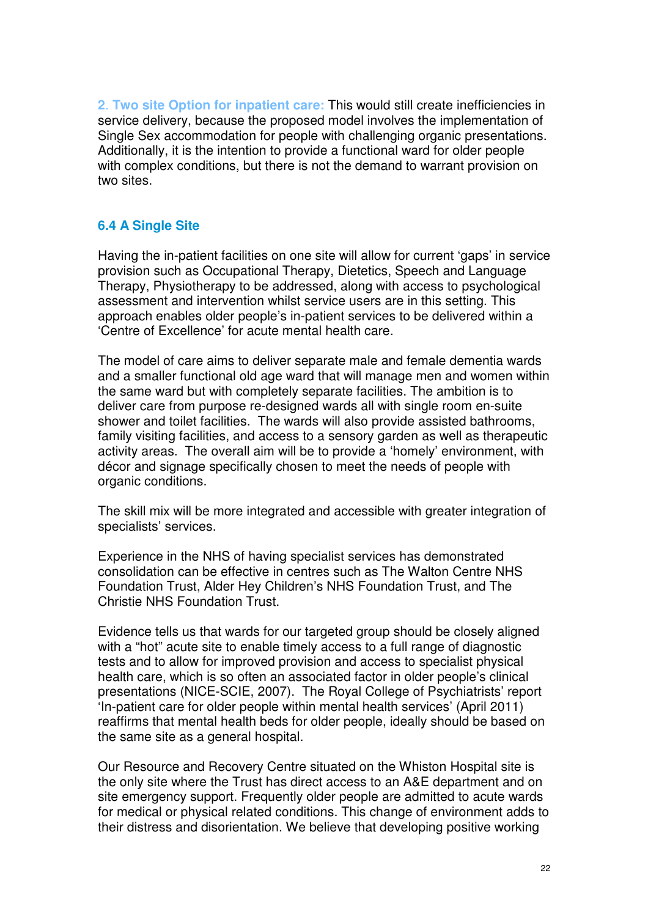**2. Two site Option for inpatient care:** This would still create inefficiencies in service delivery, because the proposed model involves the implementation of Single Sex accommodation for people with challenging organic presentations. Additionally, it is the intention to provide a functional ward for older people with complex conditions, but there is not the demand to warrant provision on two sites.

### 6.4 A Single Site

Having the in-patient facilities on one site will allow for current 'gaps' in service provision such as Occupational Therapy, Dietetics, Speech and Language Therapy, Physiotherapy to be addressed, along with access to psychological assessment and intervention whilst service users are in this setting. This approach enables older people's in-patient services to be delivered within a 'Centre of Excellence' for acute mental health care.

The model of care aims to deliver separate male and female dementia wards and a smaller functional old age ward that will manage men and women within the same ward but with completely separate facilities. The ambition is to deliver care from purpose re-designed wards all with single room en-suite shower and toilet facilities. The wards will also provide assisted bathrooms, family visiting facilities, and access to a sensory garden as well as therapeutic activity areas. The overall aim will be to provide a 'homely' environment, with décor and signage specifically chosen to meet the needs of people with organic conditions.

The skill mix will be more integrated and accessible with greater integration of specialists' services.

Experience in the NHS of having specialist services has demonstrated consolidation can be effective in centres such as The Walton Centre NHS Foundation Trust, Alder Hey Children's NHS Foundation Trust, and The Christie NHS Foundation Trust.

Evidence tells us that wards for our targeted group should be closely aligned with a "hot" acute site to enable timely access to a full range of diagnostic tests and to allow for improved provision and access to specialist physical health care, which is so often an associated factor in older people's clinical presentations (NICE-SCIE, 2007). The Royal College of Psychiatrists' report 'In-patient care for older people within mental health services' (April 2011) reaffirms that mental health beds for older people, ideally should be based on the same site as a general hospital.

Our Resource and Recovery Centre situated on the Whiston Hospital site is the only site where the Trust has direct access to an A&E department and on site emergency support. Frequently older people are admitted to acute wards for medical or physical related conditions. This change of environment adds to their distress and disorientation. We believe that developing positive working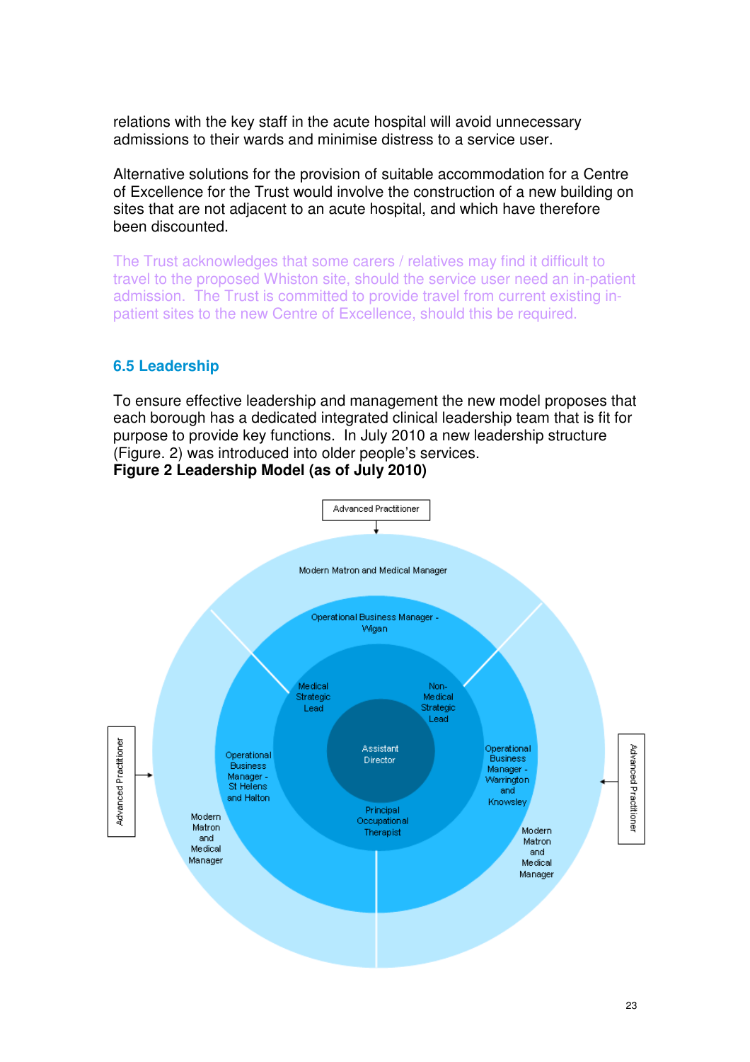relations with the key staff in the acute hospital will avoid unnecessary admissions to their wards and minimise distress to a service user.

Alternative solutions for the provision of suitable accommodation for a Centre of Excellence for the Trust would involve the construction of a new building on sites that are not adjacent to an acute hospital, and which have therefore been discounted.

The Trust acknowledges that some carers / relatives may find it difficult to travel to the proposed Whiston site, should the service user need an in-patient admission. The Trust is committed to provide travel from current existing in-patient sites to the new Centre of Excellence, should this be required.

## 6.5 Leadership

To ensure effective leadership and management the new model proposes that each borough has a dedicated integrated clinical leadership team that is fit for purpose to provide key functions. In July 2010 a new leadership structure (Figure. 2) was introduced into older people's services.

**Figure 2 Leadership Model (as of July 2010)**

Advanced Practitioner

Modern Matron and Medical Manager

Operational Business Manager - Wigan

Medical Strategic Lead

Non-Medical Strategic Lead

Assistant Director

Operational Business Manager - St Helens and Halton

Operational Business Manager - Warrington and Knowsley

Principal Occupational Therapist

Modern Matron and Medical Manager

Modern Matron and Medical Manager

Advanced Practitioner

Advanced Practitioner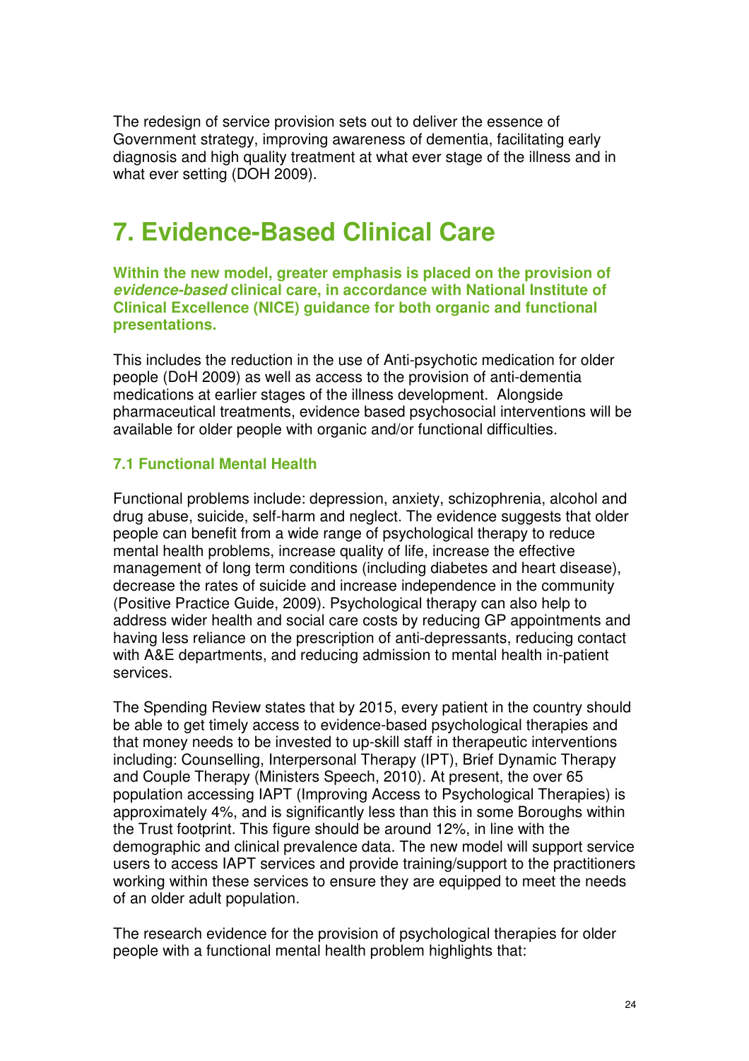The redesign of service provision sets out to deliver the essence of Government strategy, improving awareness of dementia, facilitating early diagnosis and high quality treatment at what ever stage of the illness and in what ever setting (DOH 2009).

# 7. Evidence-Based Clinical Care

**Within the new model, greater emphasis is placed on the provision of *evidence-based* clinical care, in accordance with National Institute of Clinical Excellence (NICE) guidance for both organic and functional presentations.**

This includes the reduction in the use of Anti-psychotic medication for older people (DoH 2009) as well as access to the provision of anti-dementia medications at earlier stages of the illness development. Alongside pharmaceutical treatments, evidence based psychosocial interventions will be available for older people with organic and/or functional difficulties.

### 7.1 Functional Mental Health

Functional problems include: depression, anxiety, schizophrenia, alcohol and drug abuse, suicide, self-harm and neglect. The evidence suggests that older people can benefit from a wide range of psychological therapy to reduce mental health problems, increase quality of life, increase the effective management of long term conditions (including diabetes and heart disease), decrease the rates of suicide and increase independence in the community (Positive Practice Guide, 2009). Psychological therapy can also help to address wider health and social care costs by reducing GP appointments and having less reliance on the prescription of anti-depressants, reducing contact with A&E departments, and reducing admission to mental health in-patient services.

The Spending Review states that by 2015, every patient in the country should be able to get timely access to evidence-based psychological therapies and that money needs to be invested to up-skill staff in therapeutic interventions including: Counselling, Interpersonal Therapy (IPT), Brief Dynamic Therapy and Couple Therapy (Ministers Speech, 2010). At present, the over 65 population accessing IAPT (Improving Access to Psychological Therapies) is approximately 4%, and is significantly less than this in some Boroughs within the Trust footprint. This figure should be around 12%, in line with the demographic and clinical prevalence data. The new model will support service users to access IAPT services and provide training/support to the practitioners working within these services to ensure they are equipped to meet the needs of an older adult population.

The research evidence for the provision of psychological therapies for older people with a functional mental health problem highlights that: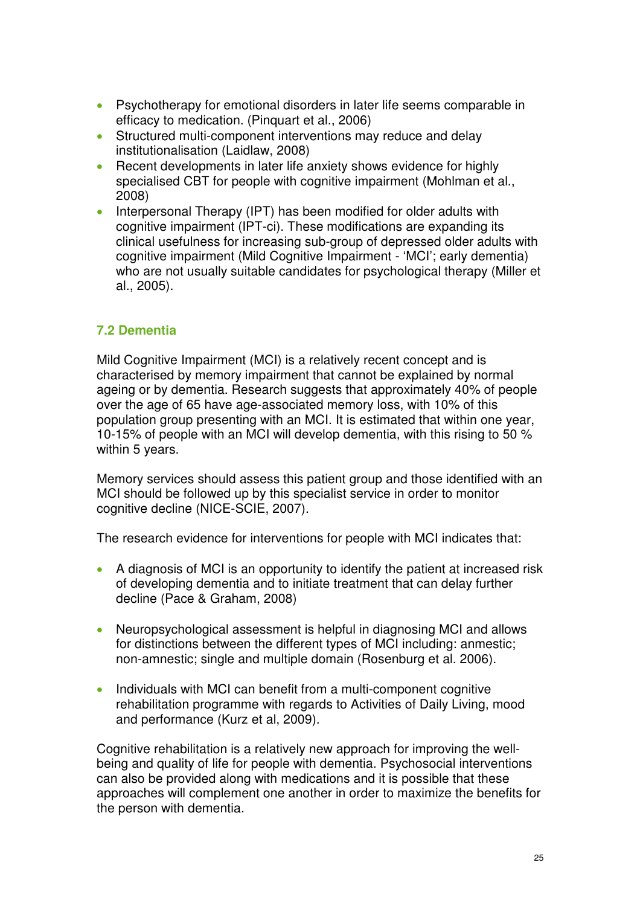- Psychotherapy for emotional disorders in later life seems comparable in efficacy to medication. (Pinquart et al., 2006)
- Structured multi-component interventions may reduce and delay institutionalisation (Laidlaw, 2008)
- Recent developments in later life anxiety shows evidence for highly specialised CBT for people with cognitive impairment (Mohlman et al., 2008)
- Interpersonal Therapy (IPT) has been modified for older adults with cognitive impairment (IPT-ci). These modifications are expanding its clinical usefulness for increasing sub-group of depressed older adults with cognitive impairment (Mild Cognitive Impairment - 'MCI'; early dementia) who are not usually suitable candidates for psychological therapy (Miller et al., 2005).

### 7.2 Dementia

Mild Cognitive Impairment (MCI) is a relatively recent concept and is characterised by memory impairment that cannot be explained by normal ageing or by dementia. Research suggests that approximately 40% of people over the age of 65 have age-associated memory loss, with 10% of this population group presenting with an MCI. It is estimated that within one year, 10-15% of people with an MCI will develop dementia, with this rising to 50 % within 5 years.

Memory services should assess this patient group and those identified with an MCI should be followed up by this specialist service in order to monitor cognitive decline (NICE-SCIE, 2007).

The research evidence for interventions for people with MCI indicates that:

- A diagnosis of MCI is an opportunity to identify the patient at increased risk of developing dementia and to initiate treatment that can delay further decline (Pace & Graham, 2008)

- Neuropsychological assessment is helpful in diagnosing MCI and allows for distinctions between the different types of MCI including: anmestic; non-amnestic; single and multiple domain (Rosenburg et al. 2006).

- Individuals with MCI can benefit from a multi-component cognitive rehabilitation programme with regards to Activities of Daily Living, mood and performance (Kurz et al, 2009).

Cognitive rehabilitation is a relatively new approach for improving the well-being and quality of life for people with dementia. Psychosocial interventions can also be provided along with medications and it is possible that these approaches will complement one another in order to maximize the benefits for the person with dementia.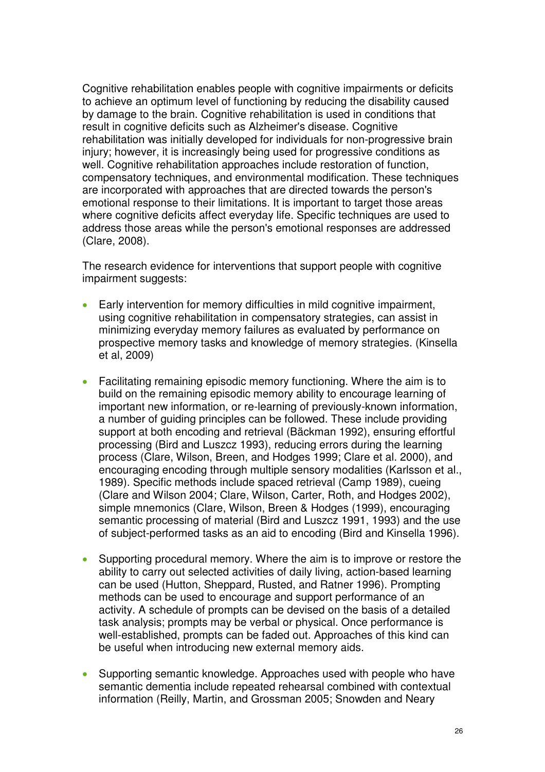Cognitive rehabilitation enables people with cognitive impairments or deficits to achieve an optimum level of functioning by reducing the disability caused by damage to the brain. Cognitive rehabilitation is used in conditions that result in cognitive deficits such as Alzheimer's disease. Cognitive rehabilitation was initially developed for individuals for non-progressive brain injury; however, it is increasingly being used for progressive conditions as well. Cognitive rehabilitation approaches include restoration of function, compensatory techniques, and environmental modification. These techniques are incorporated with approaches that are directed towards the person's emotional response to their limitations. It is important to target those areas where cognitive deficits affect everyday life. Specific techniques are used to address those areas while the person's emotional responses are addressed (Clare, 2008).

The research evidence for interventions that support people with cognitive impairment suggests:

- Early intervention for memory difficulties in mild cognitive impairment, using cognitive rehabilitation in compensatory strategies, can assist in minimizing everyday memory failures as evaluated by performance on prospective memory tasks and knowledge of memory strategies. (Kinsella et al, 2009)
- Facilitating remaining episodic memory functioning. Where the aim is to build on the remaining episodic memory ability to encourage learning of important new information, or re-learning of previously-known information, a number of guiding principles can be followed. These include providing support at both encoding and retrieval (Bäckman 1992), ensuring effortful processing (Bird and Luszcz 1993), reducing errors during the learning process (Clare, Wilson, Breen, and Hodges 1999; Clare et al. 2000), and encouraging encoding through multiple sensory modalities (Karlsson et al., 1989). Specific methods include spaced retrieval (Camp 1989), cueing (Clare and Wilson 2004; Clare, Wilson, Carter, Roth, and Hodges 2002), simple mnemonics (Clare, Wilson, Breen & Hodges (1999), encouraging semantic processing of material (Bird and Luszcz 1991, 1993) and the use of subject-performed tasks as an aid to encoding (Bird and Kinsella 1996).
- Supporting procedural memory. Where the aim is to improve or restore the ability to carry out selected activities of daily living, action-based learning can be used (Hutton, Sheppard, Rusted, and Ratner 1996). Prompting methods can be used to encourage and support performance of an activity. A schedule of prompts can be devised on the basis of a detailed task analysis; prompts may be verbal or physical. Once performance is well-established, prompts can be faded out. Approaches of this kind can be useful when introducing new external memory aids.
- Supporting semantic knowledge. Approaches used with people who have semantic dementia include repeated rehearsal combined with contextual information (Reilly, Martin, and Grossman 2005; Snowden and Neary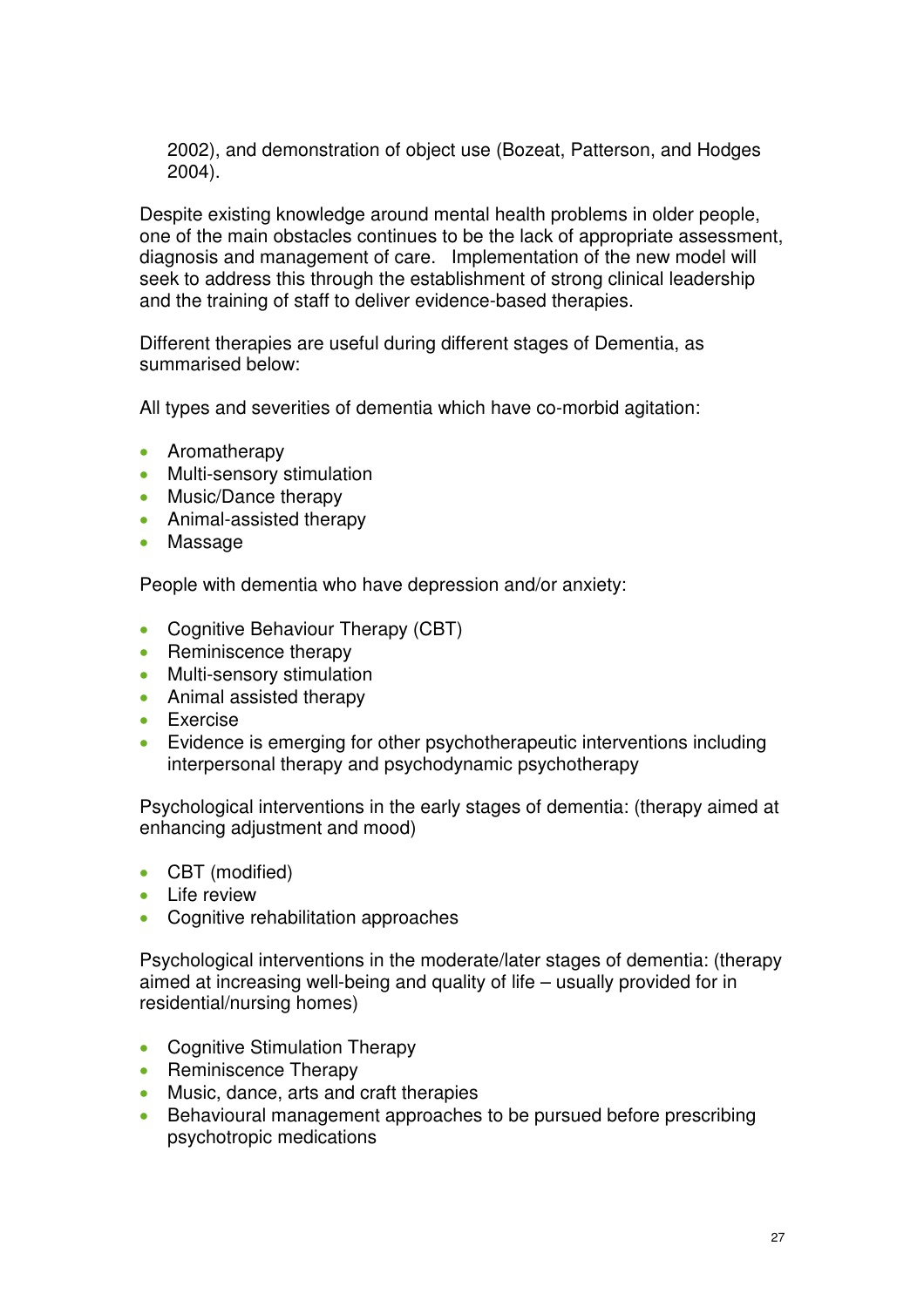2002), and demonstration of object use (Bozeat, Patterson, and Hodges 2004).

Despite existing knowledge around mental health problems in older people, one of the main obstacles continues to be the lack of appropriate assessment, diagnosis and management of care. Implementation of the new model will seek to address this through the establishment of strong clinical leadership and the training of staff to deliver evidence-based therapies.

Different therapies are useful during different stages of Dementia, as summarised below:

All types and severities of dementia which have co-morbid agitation:

- Aromatherapy
- Multi-sensory stimulation
- Music/Dance therapy
- Animal-assisted therapy
- Massage

People with dementia who have depression and/or anxiety:

- Cognitive Behaviour Therapy (CBT)
- Reminiscence therapy
- Multi-sensory stimulation
- Animal assisted therapy
- Exercise
- Evidence is emerging for other psychotherapeutic interventions including interpersonal therapy and psychodynamic psychotherapy

Psychological interventions in the early stages of dementia: (therapy aimed at enhancing adjustment and mood)

- CBT (modified)
- Life review
- Cognitive rehabilitation approaches

Psychological interventions in the moderate/later stages of dementia: (therapy aimed at increasing well-being and quality of life – usually provided for in residential/nursing homes)

- Cognitive Stimulation Therapy
- Reminiscence Therapy
- Music, dance, arts and craft therapies
- Behavioural management approaches to be pursued before prescribing psychotropic medications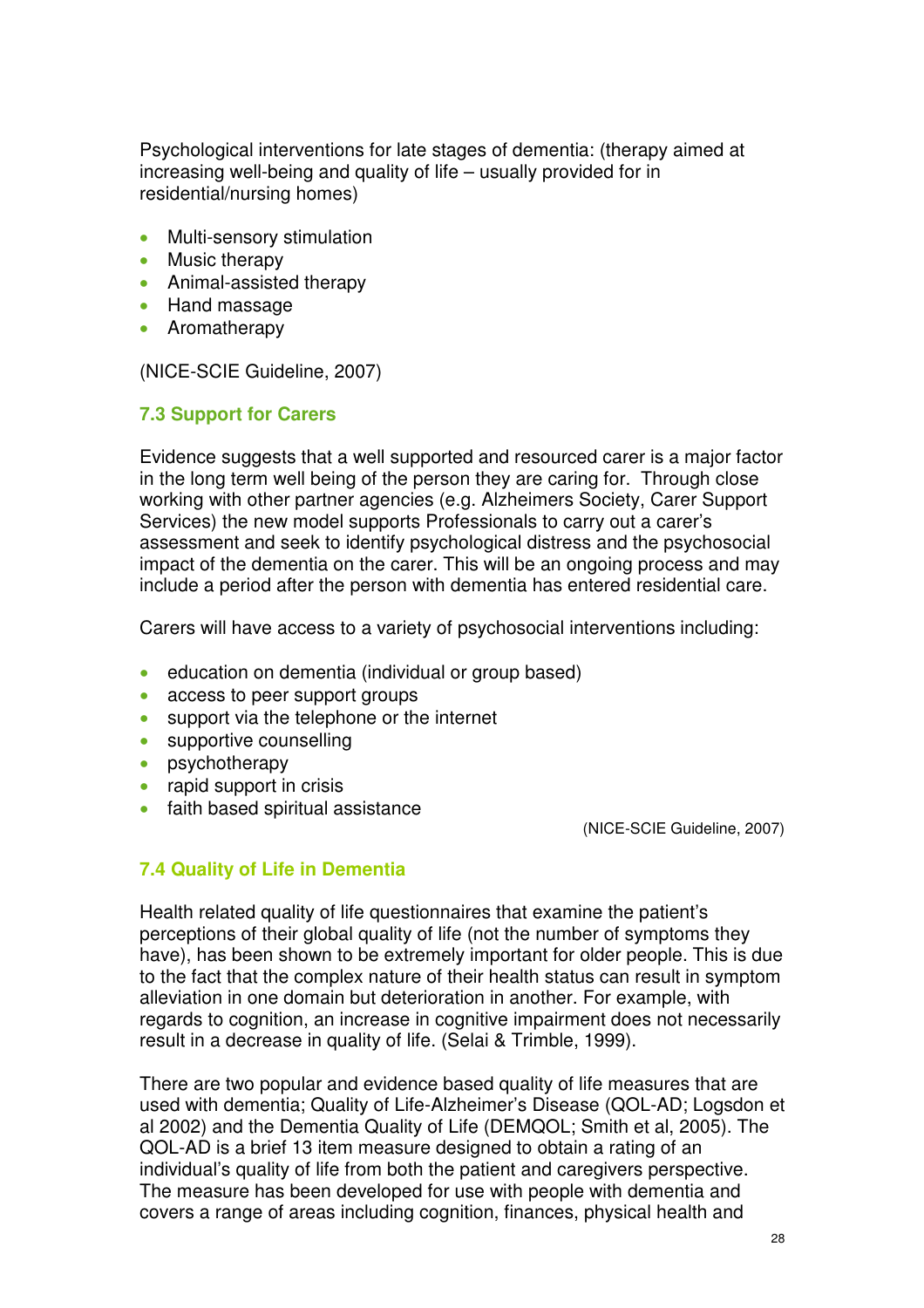Psychological interventions for late stages of dementia: (therapy aimed at increasing well-being and quality of life – usually provided for in residential/nursing homes)

- Multi-sensory stimulation
- Music therapy
- Animal-assisted therapy
- Hand massage
- Aromatherapy

(NICE-SCIE Guideline, 2007)

### 7.3 Support for Carers

Evidence suggests that a well supported and resourced carer is a major factor in the long term well being of the person they are caring for. Through close working with other partner agencies (e.g. Alzheimers Society, Carer Support Services) the new model supports Professionals to carry out a carer's assessment and seek to identify psychological distress and the psychosocial impact of the dementia on the carer. This will be an ongoing process and may include a period after the person with dementia has entered residential care.

Carers will have access to a variety of psychosocial interventions including:

- education on dementia (individual or group based)
- access to peer support groups
- support via the telephone or the internet
- supportive counselling
- psychotherapy
- rapid support in crisis
- faith based spiritual assistance

(NICE-SCIE Guideline, 2007)

### 7.4 Quality of Life in Dementia

Health related quality of life questionnaires that examine the patient's perceptions of their global quality of life (not the number of symptoms they have), has been shown to be extremely important for older people. This is due to the fact that the complex nature of their health status can result in symptom alleviation in one domain but deterioration in another. For example, with regards to cognition, an increase in cognitive impairment does not necessarily result in a decrease in quality of life. (Selai & Trimble, 1999).

There are two popular and evidence based quality of life measures that are used with dementia; Quality of Life-Alzheimer's Disease (QOL-AD; Logsdon et al 2002) and the Dementia Quality of Life (DEMQOL; Smith et al, 2005). The QOL-AD is a brief 13 item measure designed to obtain a rating of an individual's quality of life from both the patient and caregivers perspective. The measure has been developed for use with people with dementia and covers a range of areas including cognition, finances, physical health and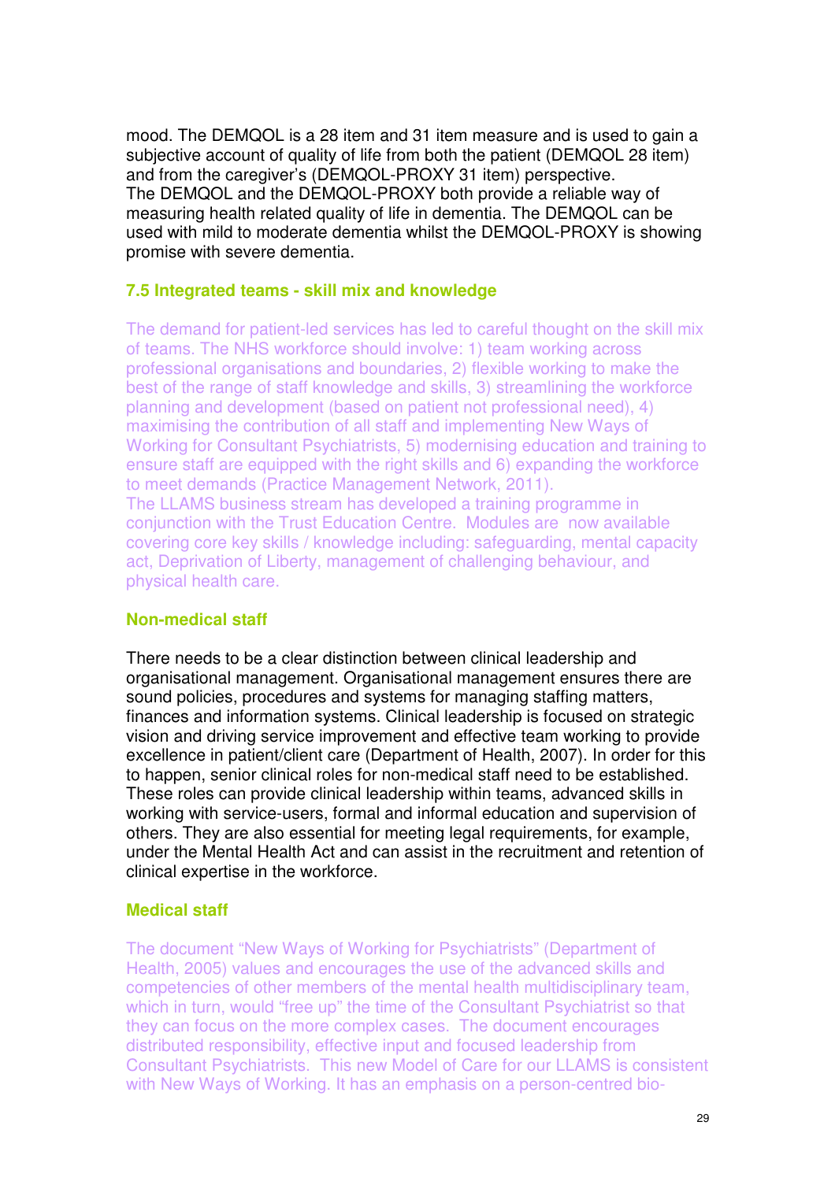mood. The DEMQOL is a 28 item and 31 item measure and is used to gain a subjective account of quality of life from both the patient (DEMQOL 28 item) and from the caregiver's (DEMQOL-PROXY 31 item) perspective.
The DEMQOL and the DEMQOL-PROXY both provide a reliable way of measuring health related quality of life in dementia. The DEMQOL can be used with mild to moderate dementia whilst the DEMQOL-PROXY is showing promise with severe dementia.

### 7.5 Integrated teams - skill mix and knowledge

The demand for patient-led services has led to careful thought on the skill mix of teams. The NHS workforce should involve: 1) team working across professional organisations and boundaries, 2) flexible working to make the best of the range of staff knowledge and skills, 3) streamlining the workforce planning and development (based on patient not professional need), 4) maximising the contribution of all staff and implementing New Ways of Working for Consultant Psychiatrists, 5) modernising education and training to ensure staff are equipped with the right skills and 6) expanding the workforce to meet demands (Practice Management Network, 2011).
The LLAMS business stream has developed a training programme in conjunction with the Trust Education Centre. Modules are now available covering core key skills / knowledge including: safeguarding, mental capacity act, Deprivation of Liberty, management of challenging behaviour, and physical health care.

#### Non-medical staff

There needs to be a clear distinction between clinical leadership and organisational management. Organisational management ensures there are sound policies, procedures and systems for managing staffing matters, finances and information systems. Clinical leadership is focused on strategic vision and driving service improvement and effective team working to provide excellence in patient/client care (Department of Health, 2007). In order for this to happen, senior clinical roles for non-medical staff need to be established. These roles can provide clinical leadership within teams, advanced skills in working with service-users, formal and informal education and supervision of others. They are also essential for meeting legal requirements, for example, under the Mental Health Act and can assist in the recruitment and retention of clinical expertise in the workforce.

#### Medical staff

The document "New Ways of Working for Psychiatrists" (Department of Health, 2005) values and encourages the use of the advanced skills and competencies of other members of the mental health multidisciplinary team, which in turn, would "free up" the time of the Consultant Psychiatrist so that they can focus on the more complex cases. The document encourages distributed responsibility, effective input and focused leadership from Consultant Psychiatrists. This new Model of Care for our LLAMS is consistent with New Ways of Working. It has an emphasis on a person-centred bio-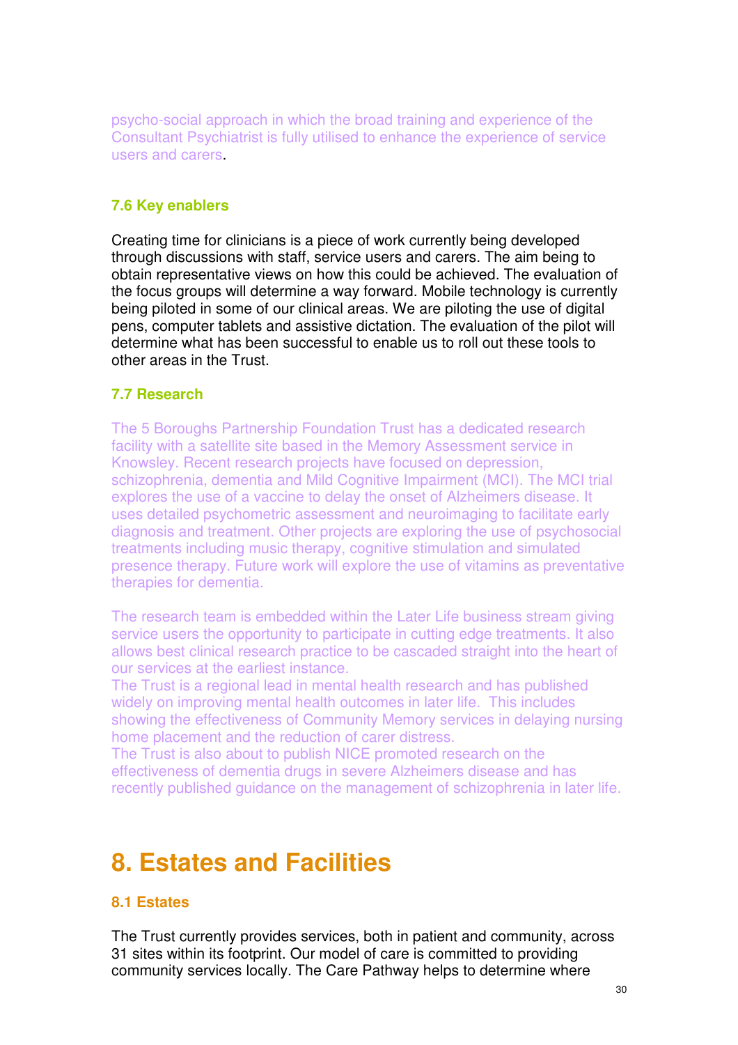psycho-social approach in which the broad training and experience of the Consultant Psychiatrist is fully utilised to enhance the experience of service users and carers.

### 7.6 Key enablers

Creating time for clinicians is a piece of work currently being developed through discussions with staff, service users and carers. The aim being to obtain representative views on how this could be achieved. The evaluation of the focus groups will determine a way forward. Mobile technology is currently being piloted in some of our clinical areas. We are piloting the use of digital pens, computer tablets and assistive dictation. The evaluation of the pilot will determine what has been successful to enable us to roll out these tools to other areas in the Trust.

### 7.7 Research

The 5 Boroughs Partnership Foundation Trust has a dedicated research facility with a satellite site based in the Memory Assessment service in Knowsley. Recent research projects have focused on depression, schizophrenia, dementia and Mild Cognitive Impairment (MCI). The MCI trial explores the use of a vaccine to delay the onset of Alzheimers disease. It uses detailed psychometric assessment and neuroimaging to facilitate early diagnosis and treatment. Other projects are exploring the use of psychosocial treatments including music therapy, cognitive stimulation and simulated presence therapy. Future work will explore the use of vitamins as preventative therapies for dementia.

The research team is embedded within the Later Life business stream giving service users the opportunity to participate in cutting edge treatments. It also allows best clinical research practice to be cascaded straight into the heart of our services at the earliest instance.

The Trust is a regional lead in mental health research and has published widely on improving mental health outcomes in later life. This includes showing the effectiveness of Community Memory services in delaying nursing home placement and the reduction of carer distress.

The Trust is also about to publish NICE promoted research on the effectiveness of dementia drugs in severe Alzheimers disease and has recently published guidance on the management of schizophrenia in later life.

## 8. Estates and Facilities

### 8.1 Estates

The Trust currently provides services, both in patient and community, across 31 sites within its footprint. Our model of care is committed to providing community services locally. The Care Pathway helps to determine where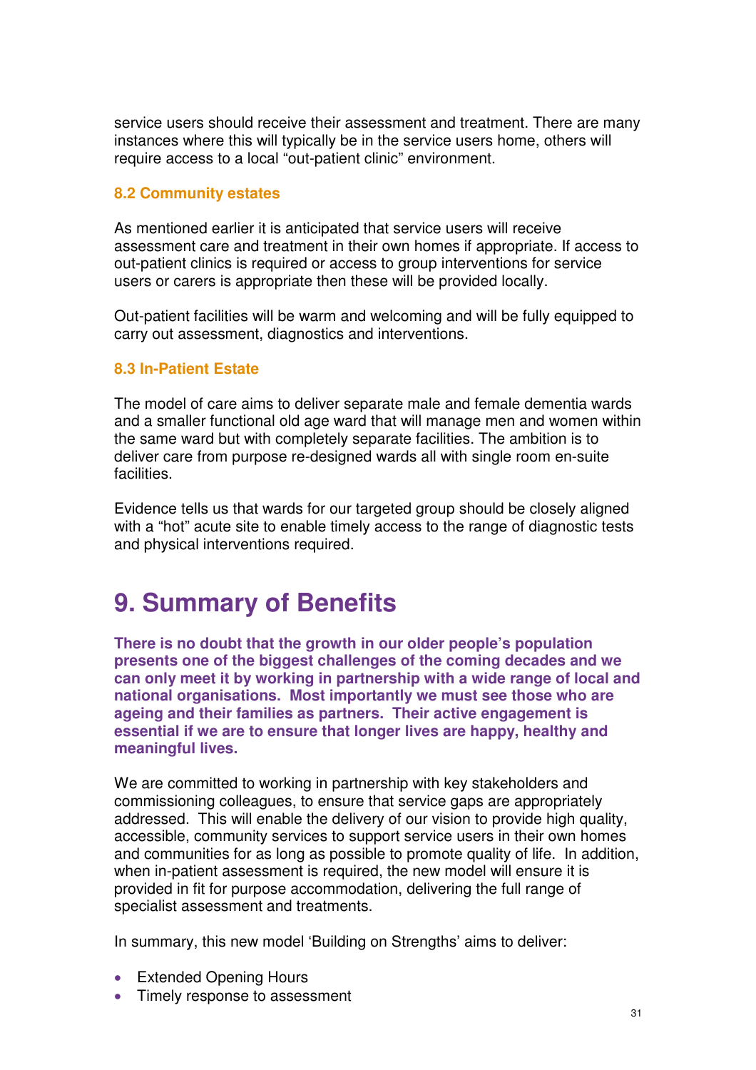service users should receive their assessment and treatment. There are many instances where this will typically be in the service users home, others will require access to a local "out-patient clinic" environment.

### 8.2 Community estates

As mentioned earlier it is anticipated that service users will receive assessment care and treatment in their own homes if appropriate. If access to out-patient clinics is required or access to group interventions for service users or carers is appropriate then these will be provided locally.

Out-patient facilities will be warm and welcoming and will be fully equipped to carry out assessment, diagnostics and interventions.

### 8.3 In-Patient Estate

The model of care aims to deliver separate male and female dementia wards and a smaller functional old age ward that will manage men and women within the same ward but with completely separate facilities. The ambition is to deliver care from purpose re-designed wards all with single room en-suite facilities.

Evidence tells us that wards for our targeted group should be closely aligned with a "hot" acute site to enable timely access to the range of diagnostic tests and physical interventions required.

## 9. Summary of Benefits

**There is no doubt that the growth in our older people's population presents one of the biggest challenges of the coming decades and we can only meet it by working in partnership with a wide range of local and national organisations. Most importantly we must see those who are ageing and their families as partners. Their active engagement is essential if we are to ensure that longer lives are happy, healthy and meaningful lives.**

We are committed to working in partnership with key stakeholders and commissioning colleagues, to ensure that service gaps are appropriately addressed. This will enable the delivery of our vision to provide high quality, accessible, community services to support service users in their own homes and communities for as long as possible to promote quality of life. In addition, when in-patient assessment is required, the new model will ensure it is provided in fit for purpose accommodation, delivering the full range of specialist assessment and treatments.

In summary, this new model 'Building on Strengths' aims to deliver:

- Extended Opening Hours
- Timely response to assessment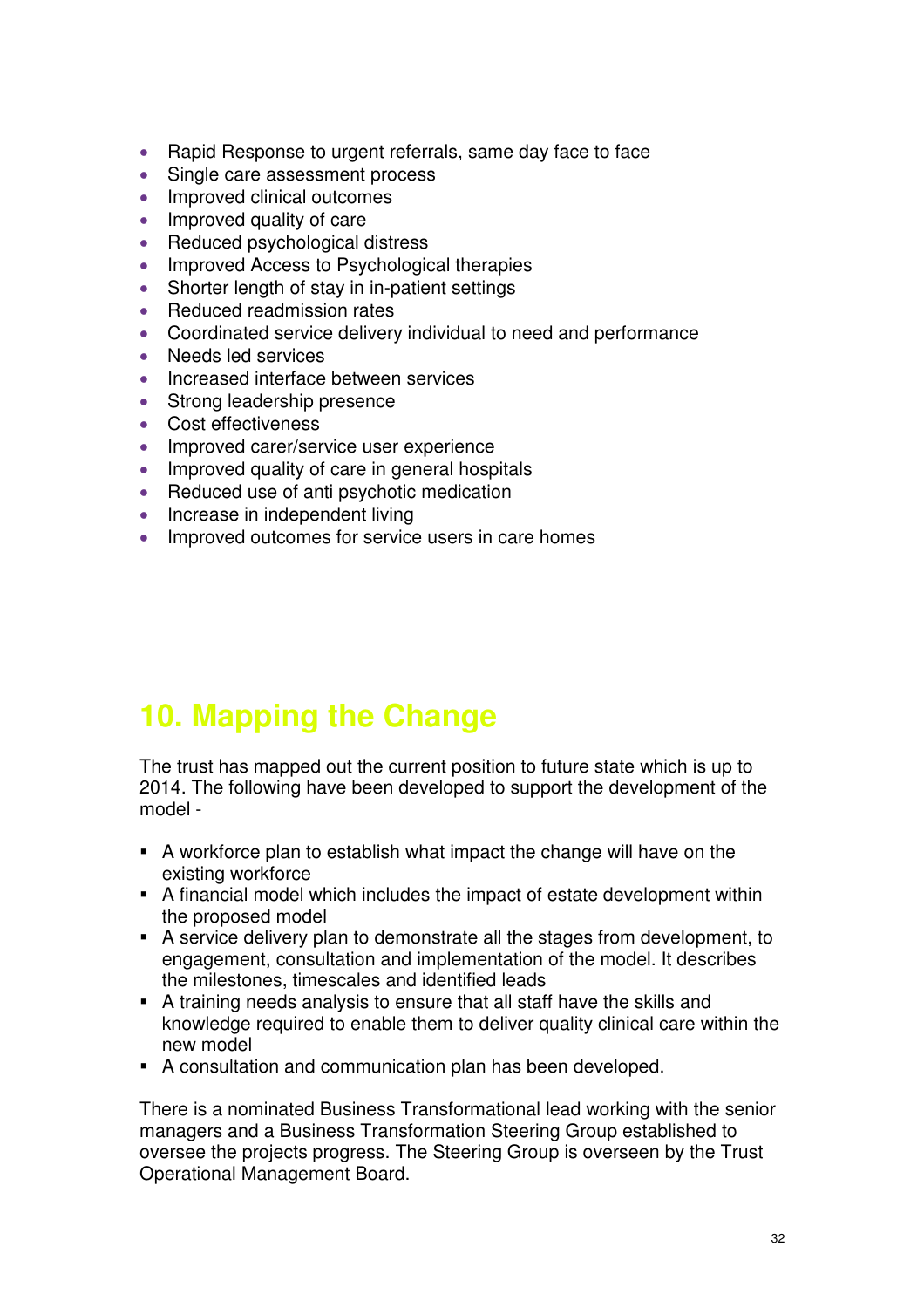- Rapid Response to urgent referrals, same day face to face
- Single care assessment process
- Improved clinical outcomes
- Improved quality of care
- Reduced psychological distress
- Improved Access to Psychological therapies
- Shorter length of stay in in-patient settings
- Reduced readmission rates
- Coordinated service delivery individual to need and performance
- Needs led services
- Increased interface between services
- Strong leadership presence
- Cost effectiveness
- Improved carer/service user experience
- Improved quality of care in general hospitals
- Reduced use of anti psychotic medication
- Increase in independent living
- Improved outcomes for service users in care homes

# 10. Mapping the Change

The trust has mapped out the current position to future state which is up to 2014. The following have been developed to support the development of the model -

- A workforce plan to establish what impact the change will have on the existing workforce
- A financial model which includes the impact of estate development within the proposed model
- A service delivery plan to demonstrate all the stages from development, to engagement, consultation and implementation of the model. It describes the milestones, timescales and identified leads
- A training needs analysis to ensure that all staff have the skills and knowledge required to enable them to deliver quality clinical care within the new model
- A consultation and communication plan has been developed.

There is a nominated Business Transformational lead working with the senior managers and a Business Transformation Steering Group established to oversee the projects progress. The Steering Group is overseen by the Trust Operational Management Board.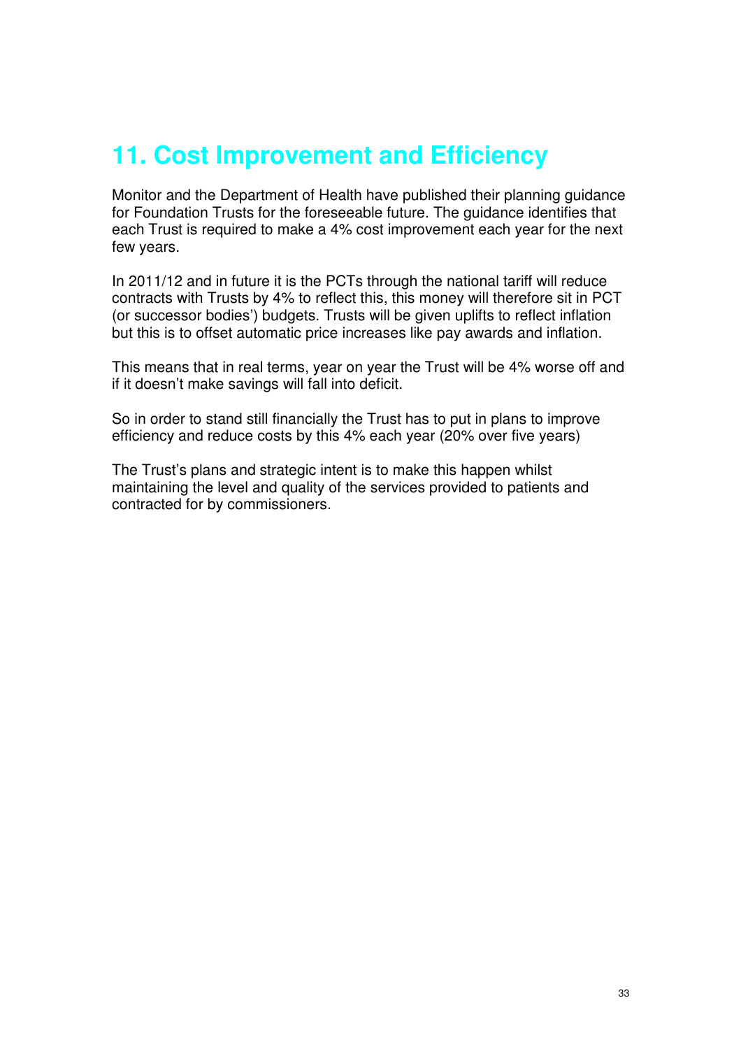# 11. Cost Improvement and Efficiency

Monitor and the Department of Health have published their planning guidance for Foundation Trusts for the foreseeable future. The guidance identifies that each Trust is required to make a 4% cost improvement each year for the next few years.

In 2011/12 and in future it is the PCTs through the national tariff will reduce contracts with Trusts by 4% to reflect this, this money will therefore sit in PCT (or successor bodies') budgets. Trusts will be given uplifts to reflect inflation but this is to offset automatic price increases like pay awards and inflation.

This means that in real terms, year on year the Trust will be 4% worse off and if it doesn't make savings will fall into deficit.

So in order to stand still financially the Trust has to put in plans to improve efficiency and reduce costs by this 4% each year (20% over five years)

The Trust's plans and strategic intent is to make this happen whilst maintaining the level and quality of the services provided to patients and contracted for by commissioners.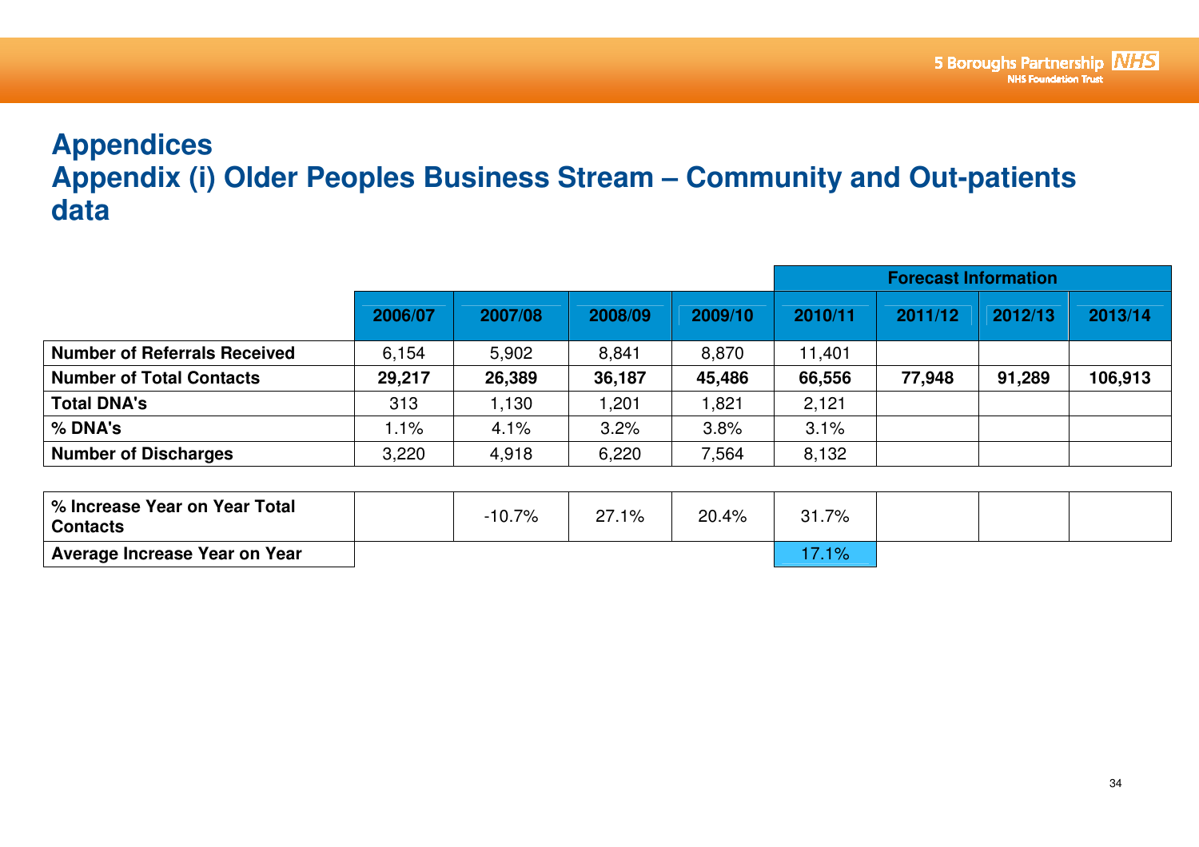# Appendices

## Appendix (i) Older Peoples Business Stream – Community and Out-patients data

| | | | | | Forecast Information | | | |
|---|---|---|---|---|---|---|---|---|
| | 2006/07 | 2007/08 | 2008/09 | 2009/10 | 2010/11 | 2011/12 | 2012/13 | 2013/14 |
| **Number of Referrals Received** | 6,154 | 5,902 | 8,841 | 8,870 | 11,401 | | | |
| **Number of Total Contacts** | **29,217** | **26,389** | **36,187** | **45,486** | **66,556** | **77,948** | **91,289** | **106,913** |
| **Total DNA's** | 313 | 1,130 | 1,201 | 1,821 | 2,121 | | | |
| **% DNA's** | 1.1% | 4.1% | 3.2% | 3.8% | 3.1% | | | |
| **Number of Discharges** | 3,220 | 4,918 | 6,220 | 7,564 | 8,132 | | | |

| | | | | | | | | |
|---|---|---|---|---|---|---|---|---|
| **% Increase Year on Year Total Contacts** | | -10.7% | 27.1% | 20.4% | 31.7% | | | |
| **Average Increase Year on Year** | | | | | 17.1% | | | |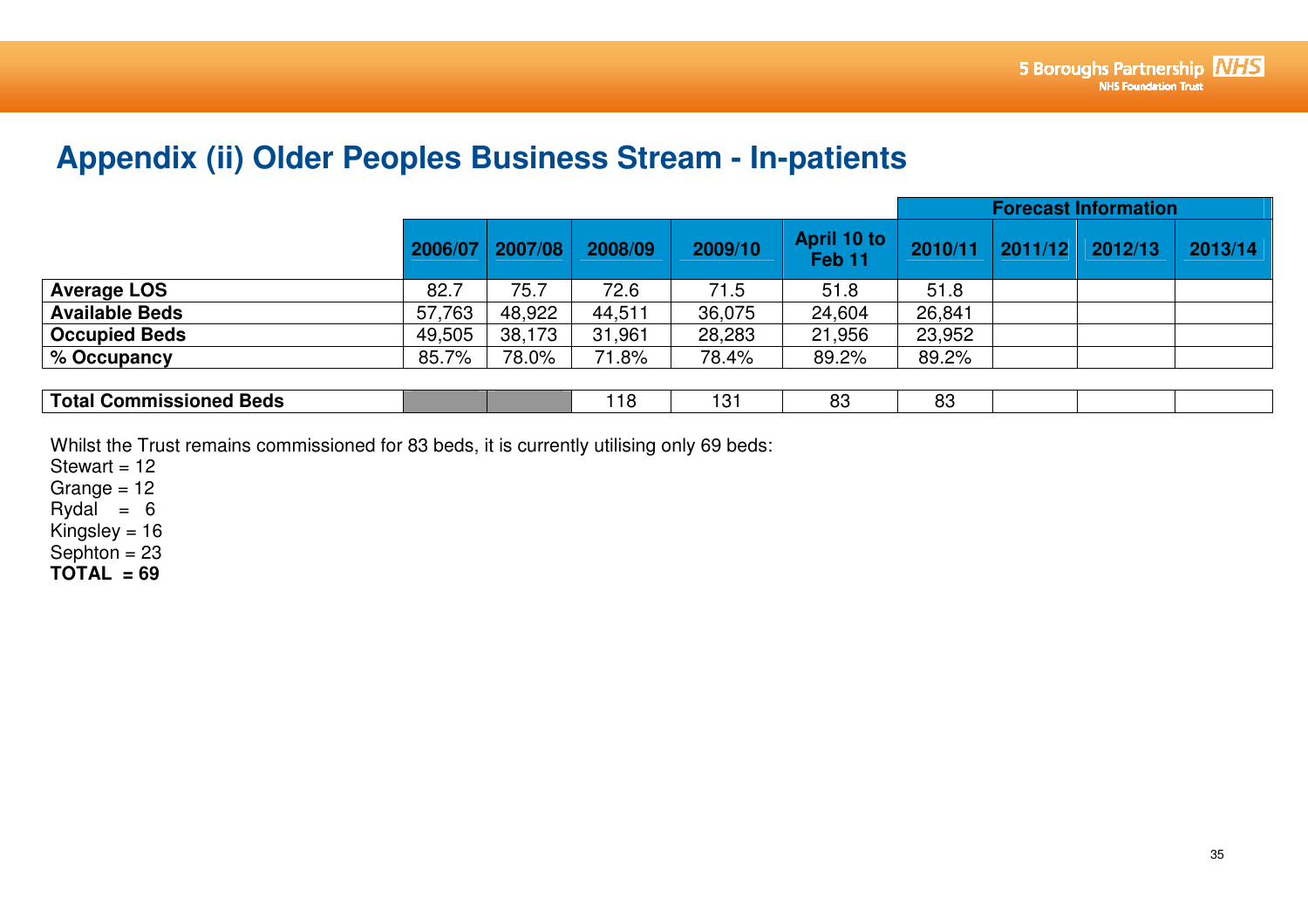# Appendix (ii) Older Peoples Business Stream - In-patients

| | 2006/07 | 2007/08 | 2008/09 | 2009/10 | April 10 to Feb 11 | Forecast Information 2010/11 | 2011/12 | 2012/13 | 2013/14 |
|---|---|---|---|---|---|---|---|---|---|
| **Average LOS** | 82.7 | 75.7 | 72.6 | 71.5 | 51.8 | 51.8 | | | |
| **Available Beds** | 57,763 | 48,922 | 44,511 | 36,075 | 24,604 | 26,841 | | | |
| **Occupied Beds** | 49,505 | 38,173 | 31,961 | 28,283 | 21,956 | 23,952 | | | |
| **% Occupancy** | 85.7% | 78.0% | 71.8% | 78.4% | 89.2% | 89.2% | | | |
| **Total Commissioned Beds** | | | 118 | 131 | 83 | 83 | | | |

Whilst the Trust remains commissioned for 83 beds, it is currently utilising only 69 beds:

Stewart = 12
Grange = 12
Rydal = 6
Kingsley = 16
Sephton = 23
**TOTAL = 69**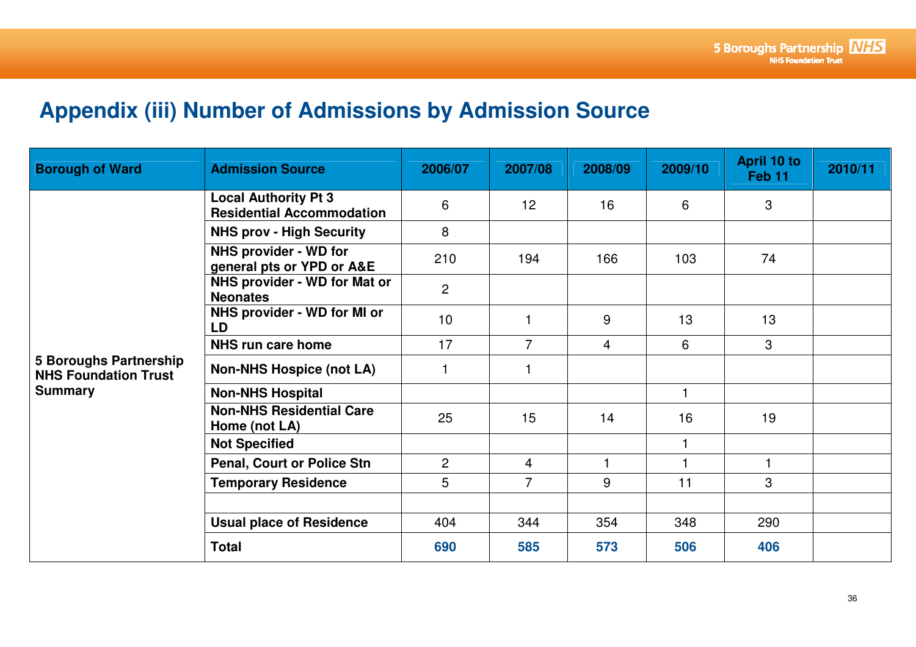## Appendix (iii) Number of Admissions by Admission Source

| Borough of Ward | Admission Source | 2006/07 | 2007/08 | 2008/09 | 2009/10 | April 10 to Feb 11 | 2010/11 |
|---|---|---|---|---|---|---|---|
| 5 Boroughs Partnership NHS Foundation Trust Summary | Local Authority Pt 3 Residential Accommodation | 6 | 12 | 16 | 6 | 3 | |
| | NHS prov - High Security | 8 | | | | | |
| | NHS provider - WD for general pts or YPD or A&E | 210 | 194 | 166 | 103 | 74 | |
| | NHS provider - WD for Mat or Neonates | 2 | | | | | |
| | NHS provider - WD for MI or LD | 10 | 1 | 9 | 13 | 13 | |
| | NHS run care home | 17 | 7 | 4 | 6 | 3 | |
| | Non-NHS Hospice (not LA) | 1 | 1 | | | | |
| | Non-NHS Hospital | | | | 1 | | |
| | Non-NHS Residential Care Home (not LA) | 25 | 15 | 14 | 16 | 19 | |
| | Not Specified | | | | 1 | | |
| | Penal, Court or Police Stn | 2 | 4 | 1 | 1 | 1 | |
| | Temporary Residence | 5 | 7 | 9 | 11 | 3 | |
| | | | | | | | |
| | Usual place of Residence | 404 | 344 | 354 | 348 | 290 | |
| | **Total** | **690** | **585** | **573** | **506** | **406** | |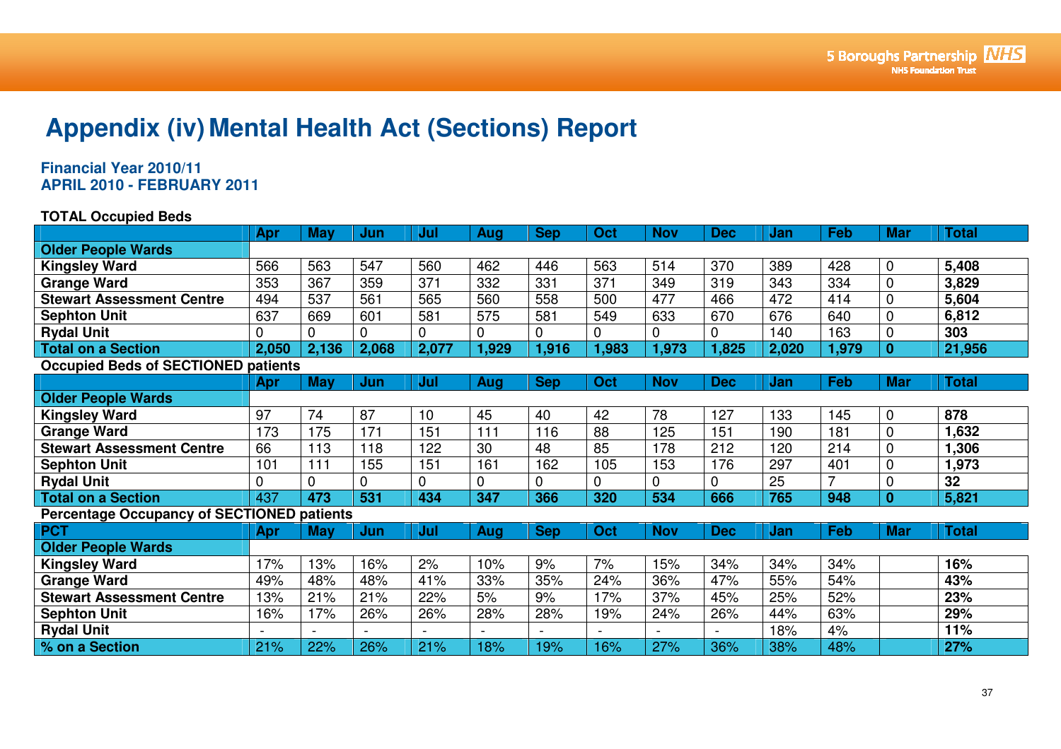# Appendix (iv) Mental Health Act (Sections) Report

**Financial Year 2010/11**
**APRIL 2010 - FEBRUARY 2011**

**TOTAL Occupied Beds**

| | Apr | May | Jun | Jul | Aug | Sep | Oct | Nov | Dec | Jan | Feb | Mar | Total |
|---|---|---|---|---|---|---|---|---|---|---|---|---|---|
| **Older People Wards** | | | | | | | | | | | | | |
| **Kingsley Ward** | 566 | 563 | 547 | 560 | 462 | 446 | 563 | 514 | 370 | 389 | 428 | 0 | **5,408** |
| **Grange Ward** | 353 | 367 | 359 | 371 | 332 | 331 | 371 | 349 | 319 | 343 | 334 | 0 | **3,829** |
| **Stewart Assessment Centre** | 494 | 537 | 561 | 565 | 560 | 558 | 500 | 477 | 466 | 472 | 414 | 0 | **5,604** |
| **Sephton Unit** | 637 | 669 | 601 | 581 | 575 | 581 | 549 | 633 | 670 | 676 | 640 | 0 | **6,812** |
| **Rydal Unit** | 0 | 0 | 0 | 0 | 0 | 0 | 0 | 0 | 0 | 140 | 163 | 0 | **303** |
| **Total on a Section** | **2,050** | **2,136** | **2,068** | **2,077** | **1,929** | **1,916** | **1,983** | **1,973** | **1,825** | **2,020** | **1,979** | **0** | **21,956** |

**Occupied Beds of SECTIONED patients**

| | Apr | May | Jun | Jul | Aug | Sep | Oct | Nov | Dec | Jan | Feb | Mar | Total |
|---|---|---|---|---|---|---|---|---|---|---|---|---|---|
| **Older People Wards** | | | | | | | | | | | | | |
| **Kingsley Ward** | 97 | 74 | 87 | 10 | 45 | 40 | 42 | 78 | 127 | 133 | 145 | 0 | **878** |
| **Grange Ward** | 173 | 175 | 171 | 151 | 111 | 116 | 88 | 125 | 151 | 190 | 181 | 0 | **1,632** |
| **Stewart Assessment Centre** | 66 | 113 | 118 | 122 | 30 | 48 | 85 | 178 | 212 | 120 | 214 | 0 | **1,306** |
| **Sephton Unit** | 101 | 111 | 155 | 151 | 161 | 162 | 105 | 153 | 176 | 297 | 401 | 0 | **1,973** |
| **Rydal Unit** | 0 | 0 | 0 | 0 | 0 | 0 | 0 | 0 | 0 | 25 | 7 | 0 | **32** |
| **Total on a Section** | **437** | **473** | **531** | **434** | **347** | **366** | **320** | **534** | **666** | **765** | **948** | **0** | **5,821** |

**Percentage Occupancy of SECTIONED patients**

| PCT | Apr | May | Jun | Jul | Aug | Sep | Oct | Nov | Dec | Jan | Feb | Mar | Total |
|---|---|---|---|---|---|---|---|---|---|---|---|---|---|
| **Older People Wards** | | | | | | | | | | | | | |
| **Kingsley Ward** | 17% | 13% | 16% | 2% | 10% | 9% | 7% | 15% | 34% | 34% | 34% | | **16%** |
| **Grange Ward** | 49% | 48% | 48% | 41% | 33% | 35% | 24% | 36% | 47% | 55% | 54% | | **43%** |
| **Stewart Assessment Centre** | 13% | 21% | 21% | 22% | 5% | 9% | 17% | 37% | 45% | 25% | 52% | | **23%** |
| **Sephton Unit** | 16% | 17% | 26% | 26% | 28% | 28% | 19% | 24% | 26% | 44% | 63% | | **29%** |
| **Rydal Unit** | - | - | - | - | - | - | - | - | - | 18% | 4% | | **11%** |
| **% on a Section** | 21% | 22% | 26% | 21% | 18% | 19% | 16% | 27% | 36% | 38% | 48% | | **27%** |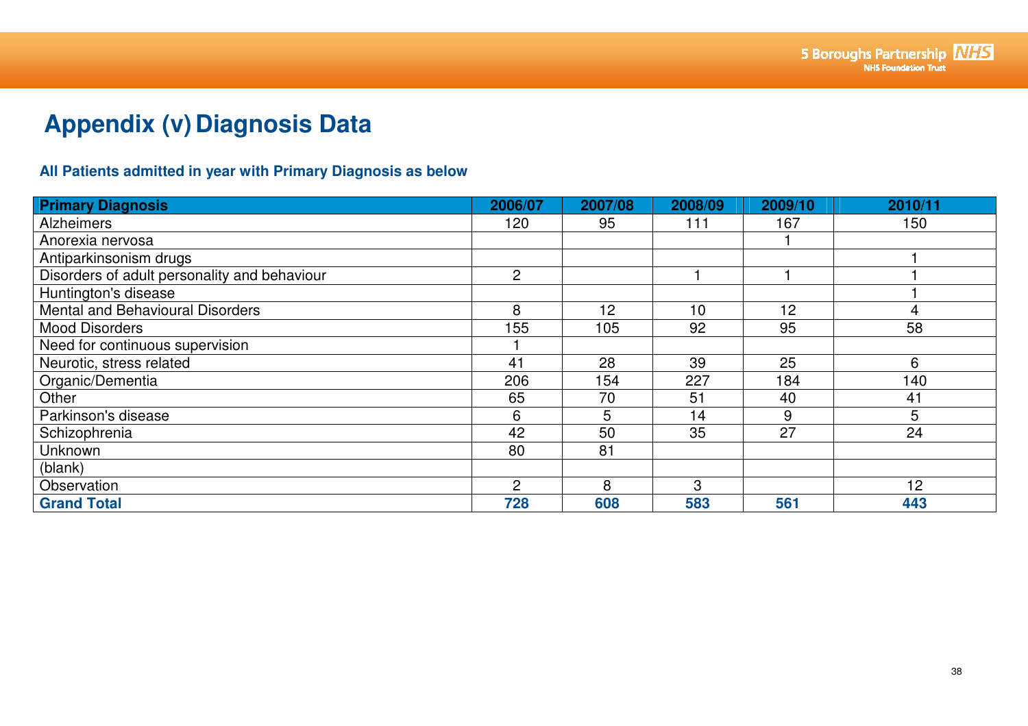# Appendix (v) Diagnosis Data

**All Patients admitted in year with Primary Diagnosis as below**

| Primary Diagnosis | 2006/07 | 2007/08 | 2008/09 | 2009/10 | 2010/11 |
|---|---|---|---|---|---|
| Alzheimers | 120 | 95 | 111 | 167 | 150 |
| Anorexia nervosa | | | | 1 | |
| Antiparkinsonism drugs | | | | | 1 |
| Disorders of adult personality and behaviour | 2 | | 1 | 1 | 1 |
| Huntington's disease | | | | | 1 |
| Mental and Behavioural Disorders | 8 | 12 | 10 | 12 | 4 |
| Mood Disorders | 155 | 105 | 92 | 95 | 58 |
| Need for continuous supervision | 1 | | | | |
| Neurotic, stress related | 41 | 28 | 39 | 25 | 6 |
| Organic/Dementia | 206 | 154 | 227 | 184 | 140 |
| Other | 65 | 70 | 51 | 40 | 41 |
| Parkinson's disease | 6 | 5 | 14 | 9 | 5 |
| Schizophrenia | 42 | 50 | 35 | 27 | 24 |
| Unknown | 80 | 81 | | | |
| (blank) | | | | | |
| Observation | 2 | 8 | 3 | | 12 |
| **Grand Total** | **728** | **608** | **583** | **561** | **443** |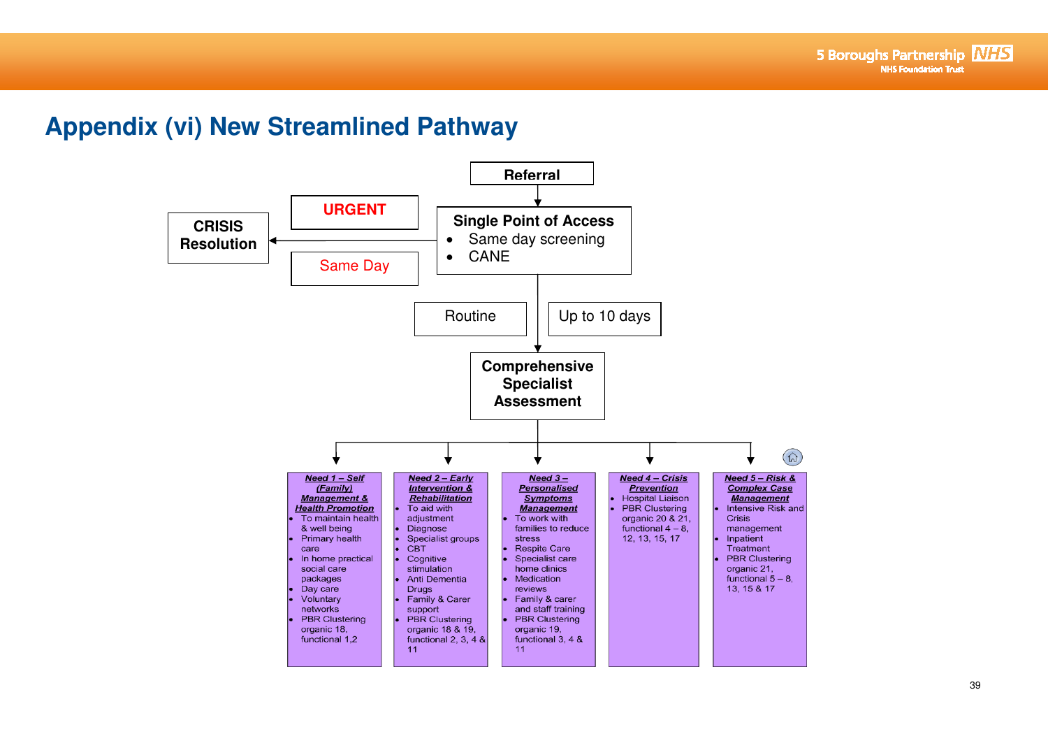# Appendix (vi) New Streamlined Pathway

**Referral**

**Single Point of Access**
- Same day screening
- CANE

**URGENT** — Same Day → **CRISIS Resolution**

Routine — Up to 10 days → **Comprehensive Specialist Assessment**

**Need 1 – Self (Family) Management & Health Promotion**
- To maintain health & well being
- Primary health care
- In home practical social care packages
- Day care
- Voluntary networks
- PBR Clustering organic 18, functional 1,2

**Need 2 – Early Intervention & Rehabilitation**
- To aid with adjustment
- Diagnose
- Specialist groups
- CBT
- Cognitive stimulation
- Anti Dementia Drugs
- Family & Carer support
- PBR Clustering organic 18 & 19, functional 2, 3, 4 & 11

**Need 3 – Personalised Symptoms Management**
- To work with families to reduce stress
- Respite Care
- Specialist care home clinics
- Medication reviews
- Family & carer and staff training
- PBR Clustering organic 19, functional 3, 4 & 11

**Need 4 – Crisis Prevention**
- Hospital Liaison
- PBR Clustering organic 20 & 21, functional 4 – 8, 12, 13, 15, 17

**Need 5 – Risk & Complex Case Management**
- Intensive Risk and Crisis management
- Inpatient Treatment
- PBR Clustering organic 21, functional 5 – 8, 13, 15 & 17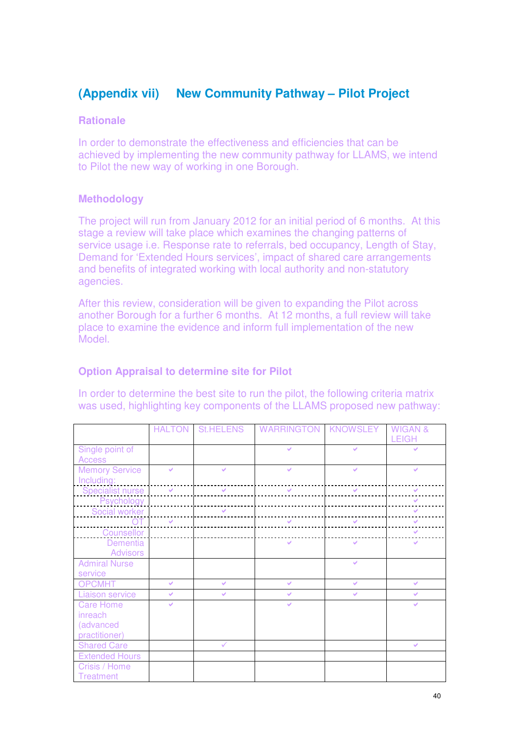## (Appendix vii) New Community Pathway – Pilot Project

### Rationale

In order to demonstrate the effectiveness and efficiencies that can be achieved by implementing the new community pathway for LLAMS, we intend to Pilot the new way of working in one Borough.

### Methodology

The project will run from January 2012 for an initial period of 6 months. At this stage a review will take place which examines the changing patterns of service usage i.e. Response rate to referrals, bed occupancy, Length of Stay, Demand for 'Extended Hours services', impact of shared care arrangements and benefits of integrated working with local authority and non-statutory agencies.

After this review, consideration will be given to expanding the Pilot across another Borough for a further 6 months. At 12 months, a full review will take place to examine the evidence and inform full implementation of the new Model.

### Option Appraisal to determine site for Pilot

In order to determine the best site to run the pilot, the following criteria matrix was used, highlighting key components of the LLAMS proposed new pathway:

| | HALTON | St.HELENS | WARRINGTON | KNOWSLEY | WIGAN & LEIGH |
|---|---|---|---|---|---|
| Single point of Access | | | ✓ | ✓ | ✓ |
| Memory Service Including: | ✓ | ✓ | ✓ | ✓ | ✓ |
| Specialist nurse | ✓ | ✓ | ✓ | ✓ | ✓ |
| Psychology | | | | | ✓ |
| Social worker | | ✓ | | | ✓ |
| OT | ✓ | | ✓ | ✓ | ✓ |
| Counsellor | | | | | ✓ |
| Dementia Advisors | | | ✓ | ✓ | ✓ |
| Admiral Nurse service | | | | ✓ | |
| OPCMHT | ✓ | ✓ | ✓ | ✓ | ✓ |
| Liaison service | ✓ | ✓ | ✓ | ✓ | ✓ |
| Care Home inreach (advanced practitioner) | ✓ | | ✓ | | ✓ |
| Shared Care | | ✓ | | | ✓ |
| Extended Hours | | | | | |
| Crisis / Home Treatment | | | | | |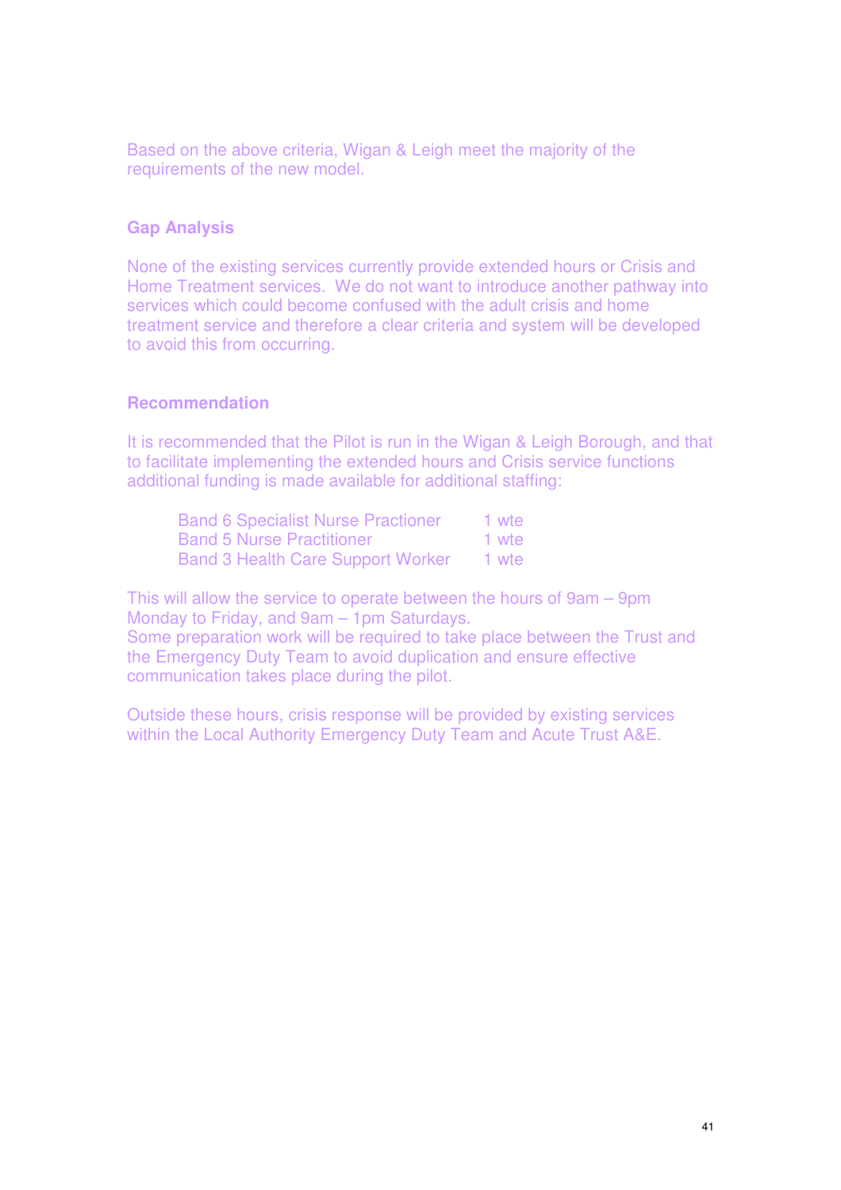Based on the above criteria, Wigan & Leigh meet the majority of the requirements of the new model.

### Gap Analysis

None of the existing services currently provide extended hours or Crisis and Home Treatment services. We do not want to introduce another pathway into services which could become confused with the adult crisis and home treatment service and therefore a clear criteria and system will be developed to avoid this from occurring.

### Recommendation

It is recommended that the Pilot is run in the Wigan & Leigh Borough, and that to facilitate implementing the extended hours and Crisis service functions additional funding is made available for additional staffing:

| | |
|---|---|
| Band 6 Specialist Nurse Practioner | 1 wte |
| Band 5 Nurse Practitioner | 1 wte |
| Band 3 Health Care Support Worker | 1 wte |

This will allow the service to operate between the hours of 9am – 9pm Monday to Friday, and 9am – 1pm Saturdays.
Some preparation work will be required to take place between the Trust and the Emergency Duty Team to avoid duplication and ensure effective communication takes place during the pilot.

Outside these hours, crisis response will be provided by existing services within the Local Authority Emergency Duty Team and Acute Trust A&E.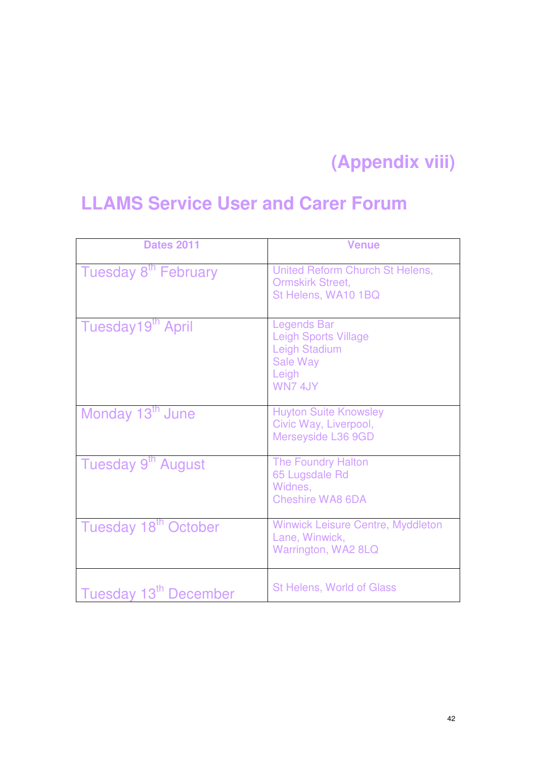(Appendix viii)

## LLAMS Service User and Carer Forum

| Dates 2011 | Venue |
|---|---|
| Tuesday 8th February | United Reform Church St Helens, Ormskirk Street, St Helens, WA10 1BQ |
| Tuesday19th April | Legends Bar Leigh Sports Village Leigh Stadium Sale Way Leigh WN7 4JY |
| Monday 13th June | Huyton Suite Knowsley Civic Way, Liverpool, Merseyside L36 9GD |
| Tuesday 9th August | The Foundry Halton 65 Lugsdale Rd Widnes, Cheshire WA8 6DA |
| Tuesday 18th October | Winwick Leisure Centre, Myddleton Lane, Winwick, Warrington, WA2 8LQ |
| Tuesday 13th December | St Helens, World of Glass |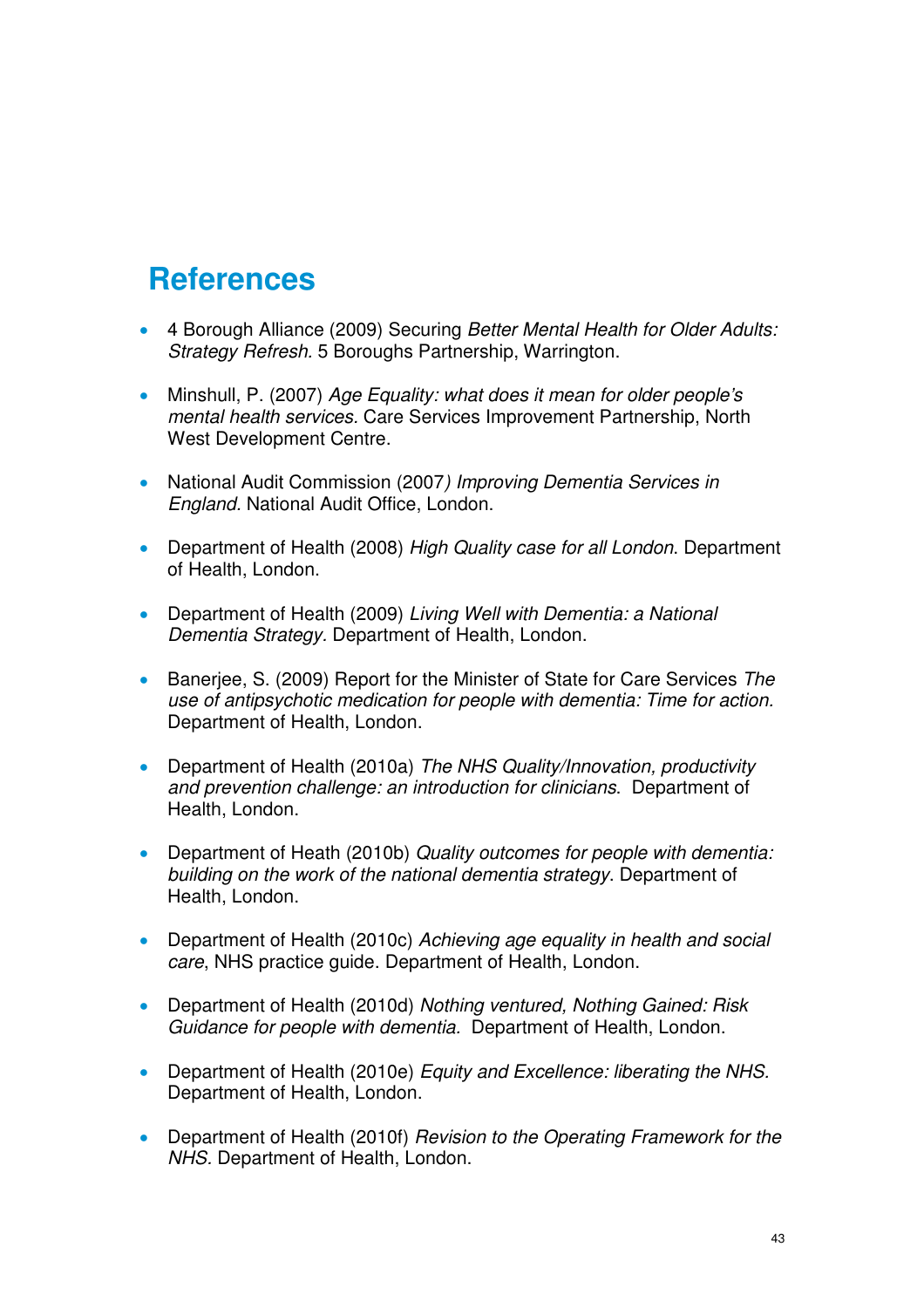# References

- 4 Borough Alliance (2009) Securing *Better Mental Health for Older Adults: Strategy Refresh*. 5 Boroughs Partnership, Warrington.
- Minshull, P. (2007) *Age Equality: what does it mean for older people's mental health services*. Care Services Improvement Partnership, North West Development Centre.
- National Audit Commission (2007*) Improving Dementia Services in England*. National Audit Office, London.
- Department of Health (2008) *High Quality case for all London*. Department of Health, London.
- Department of Health (2009) *Living Well with Dementia: a National Dementia Strategy*. Department of Health, London.
- Banerjee, S. (2009) Report for the Minister of State for Care Services *The use of antipsychotic medication for people with dementia: Time for action.* Department of Health, London.
- Department of Health (2010a) *The NHS Quality/Innovation, productivity and prevention challenge: an introduction for clinicians*. Department of Health, London.
- Department of Heath (2010b) *Quality outcomes for people with dementia: building on the work of the national dementia strategy*. Department of Health, London.
- Department of Health (2010c) *Achieving age equality in health and social care*, NHS practice guide. Department of Health, London.
- Department of Health (2010d) *Nothing ventured, Nothing Gained: Risk Guidance for people with dementia.* Department of Health, London.
- Department of Health (2010e) *Equity and Excellence: liberating the NHS.* Department of Health, London.
- Department of Health (2010f) *Revision to the Operating Framework for the NHS*. Department of Health, London.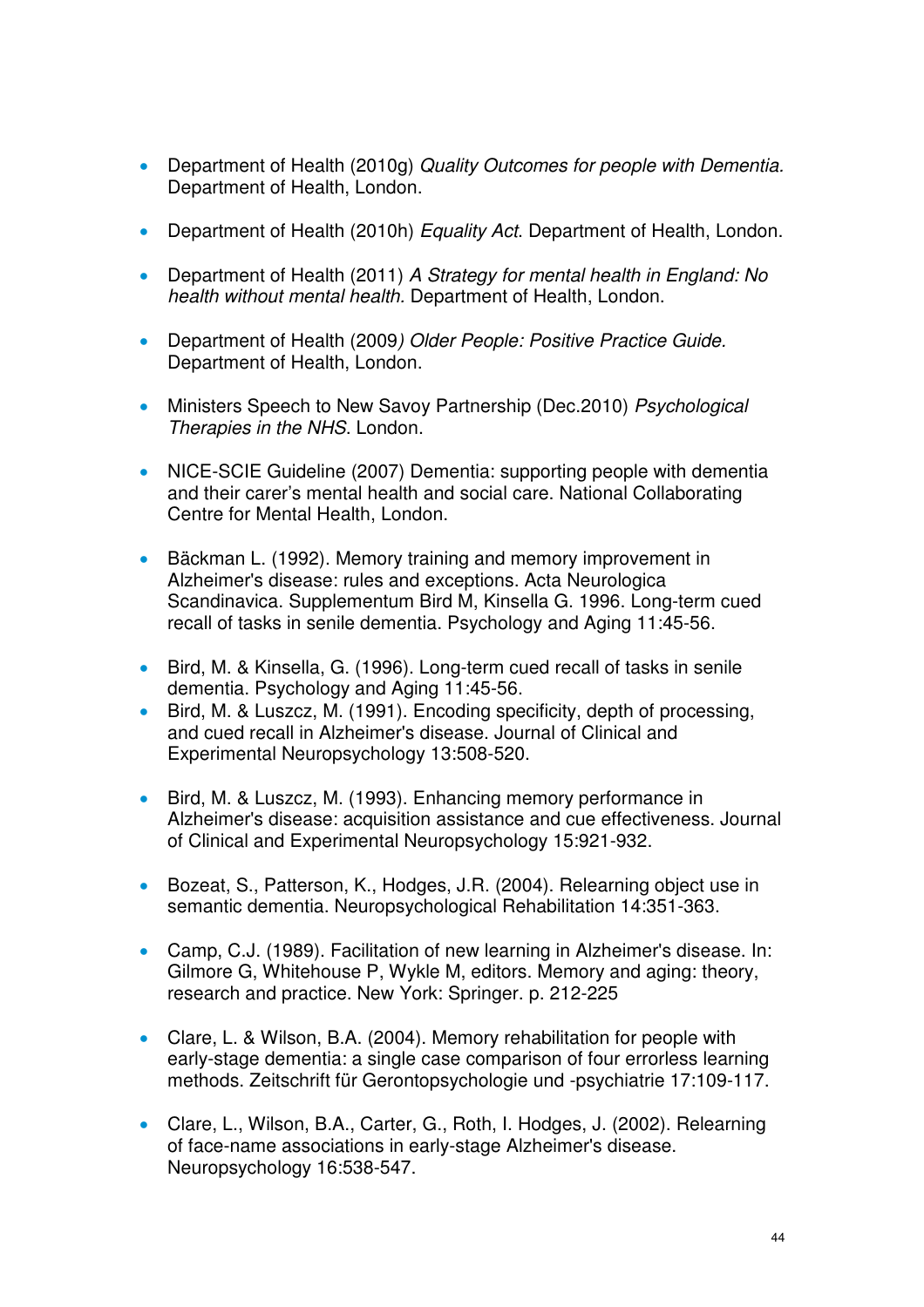- Department of Health (2010g) *Quality Outcomes for people with Dementia.* Department of Health, London.

- Department of Health (2010h) *Equality Act*. Department of Health, London.

- Department of Health (2011) *A Strategy for mental health in England: No health without mental health.* Department of Health, London.

- Department of Health (2009*) Older People: Positive Practice Guide.* Department of Health, London.

- Ministers Speech to New Savoy Partnership (Dec.2010) *Psychological Therapies in the NHS*. London.

- NICE-SCIE Guideline (2007) Dementia: supporting people with dementia and their carer's mental health and social care. National Collaborating Centre for Mental Health, London.

- Bäckman L. (1992). Memory training and memory improvement in Alzheimer's disease: rules and exceptions. Acta Neurologica Scandinavica. Supplementum Bird M, Kinsella G. 1996. Long-term cued recall of tasks in senile dementia. Psychology and Aging 11:45-56.

- Bird, M. & Kinsella, G. (1996). Long-term cued recall of tasks in senile dementia. Psychology and Aging 11:45-56.
- Bird, M. & Luszcz, M. (1991). Encoding specificity, depth of processing, and cued recall in Alzheimer's disease. Journal of Clinical and Experimental Neuropsychology 13:508-520.

- Bird, M. & Luszcz, M. (1993). Enhancing memory performance in Alzheimer's disease: acquisition assistance and cue effectiveness. Journal of Clinical and Experimental Neuropsychology 15:921-932.

- Bozeat, S., Patterson, K., Hodges, J.R. (2004). Relearning object use in semantic dementia. Neuropsychological Rehabilitation 14:351-363.

- Camp, C.J. (1989). Facilitation of new learning in Alzheimer's disease. In: Gilmore G, Whitehouse P, Wykle M, editors. Memory and aging: theory, research and practice. New York: Springer. p. 212-225

- Clare, L. & Wilson, B.A. (2004). Memory rehabilitation for people with early-stage dementia: a single case comparison of four errorless learning methods. Zeitschrift für Gerontopsychologie und -psychiatrie 17:109-117.

- Clare, L., Wilson, B.A., Carter, G., Roth, I. Hodges, J. (2002). Relearning of face-name associations in early-stage Alzheimer's disease. Neuropsychology 16:538-547.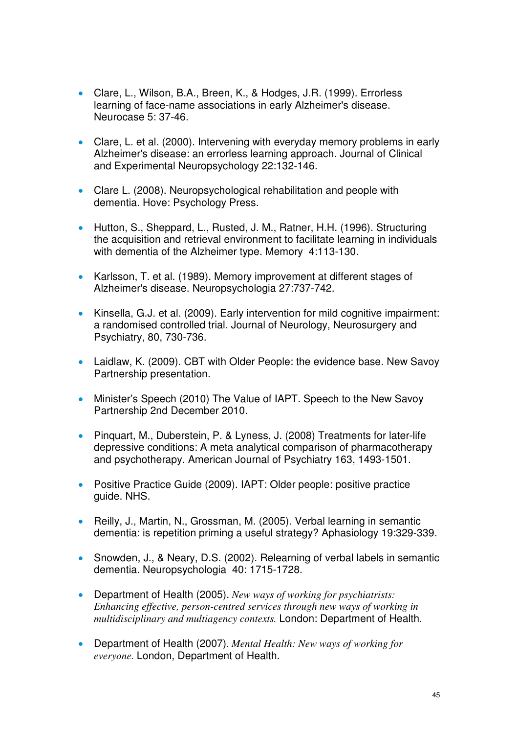- Clare, L., Wilson, B.A., Breen, K., & Hodges, J.R. (1999). Errorless learning of face-name associations in early Alzheimer's disease. Neurocase 5: 37-46.

- Clare, L. et al. (2000). Intervening with everyday memory problems in early Alzheimer's disease: an errorless learning approach. Journal of Clinical and Experimental Neuropsychology 22:132-146.

- Clare L. (2008). Neuropsychological rehabilitation and people with dementia. Hove: Psychology Press.

- Hutton, S., Sheppard, L., Rusted, J. M., Ratner, H.H. (1996). Structuring the acquisition and retrieval environment to facilitate learning in individuals with dementia of the Alzheimer type. Memory 4:113-130.

- Karlsson, T. et al. (1989). Memory improvement at different stages of Alzheimer's disease. Neuropsychologia 27:737-742.

- Kinsella, G.J. et al. (2009). Early intervention for mild cognitive impairment: a randomised controlled trial. Journal of Neurology, Neurosurgery and Psychiatry, 80, 730-736.

- Laidlaw, K. (2009). CBT with Older People: the evidence base. New Savoy Partnership presentation.

- Minister's Speech (2010) The Value of IAPT. Speech to the New Savoy Partnership 2nd December 2010.

- Pinquart, M., Duberstein, P. & Lyness, J. (2008) Treatments for later-life depressive conditions: A meta analytical comparison of pharmacotherapy and psychotherapy. American Journal of Psychiatry 163, 1493-1501.

- Positive Practice Guide (2009). IAPT: Older people: positive practice guide. NHS.

- Reilly, J., Martin, N., Grossman, M. (2005). Verbal learning in semantic dementia: is repetition priming a useful strategy? Aphasiology 19:329-339.

- Snowden, J., & Neary, D.S. (2002). Relearning of verbal labels in semantic dementia. Neuropsychologia 40: 1715-1728.

- Department of Health (2005). *New ways of working for psychiatrists: Enhancing effective, person-centred services through new ways of working in multidisciplinary and multiagency contexts.* London: Department of Health.

- Department of Health (2007). *Mental Health: New ways of working for everyone.* London, Department of Health.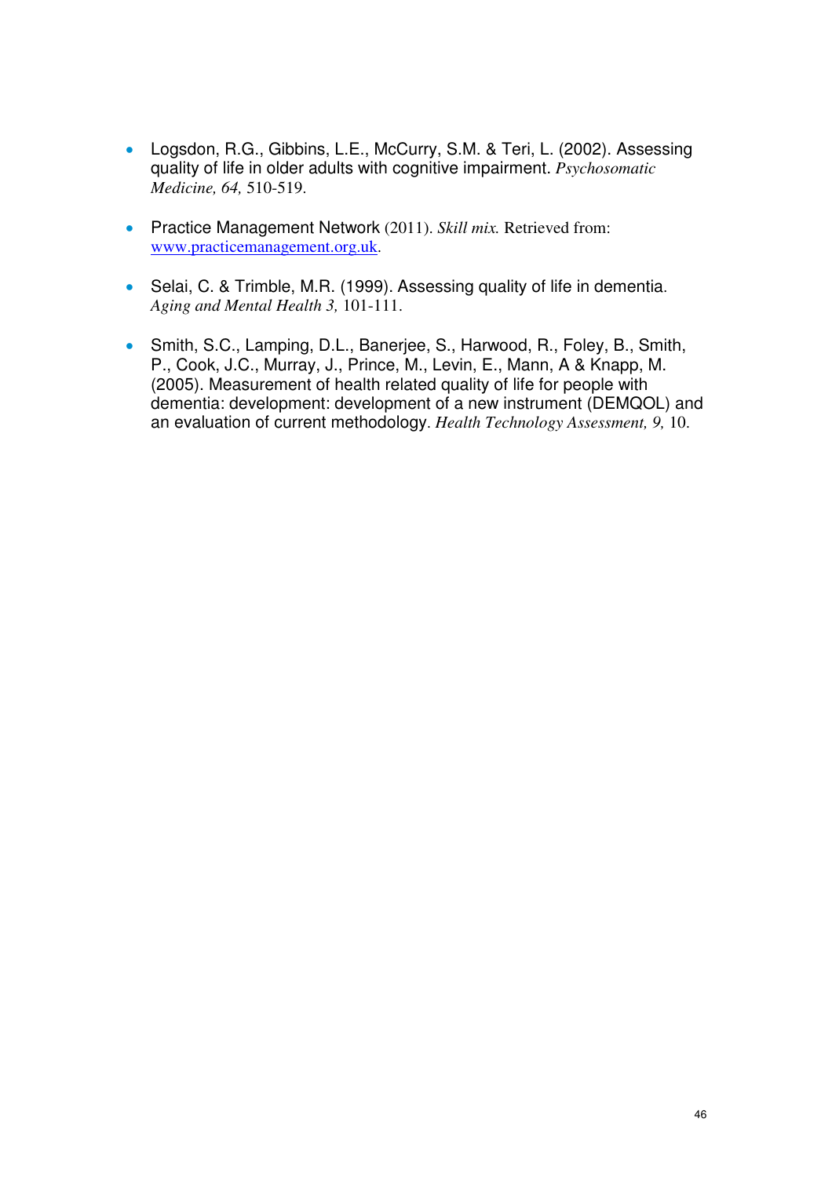- Logsdon, R.G., Gibbins, L.E., McCurry, S.M. & Teri, L. (2002). Assessing quality of life in older adults with cognitive impairment. *Psychosomatic Medicine, 64,* 510-519.

- Practice Management Network (2011). *Skill mix.* Retrieved from: www.practicemanagement.org.uk.

- Selai, C. & Trimble, M.R. (1999). Assessing quality of life in dementia. *Aging and Mental Health 3,* 101-111.

- Smith, S.C., Lamping, D.L., Banerjee, S., Harwood, R., Foley, B., Smith, P., Cook, J.C., Murray, J., Prince, M., Levin, E., Mann, A & Knapp, M. (2005). Measurement of health related quality of life for people with dementia: development: development of a new instrument (DEMQOL) and an evaluation of current methodology. *Health Technology Assessment, 9,* 10.